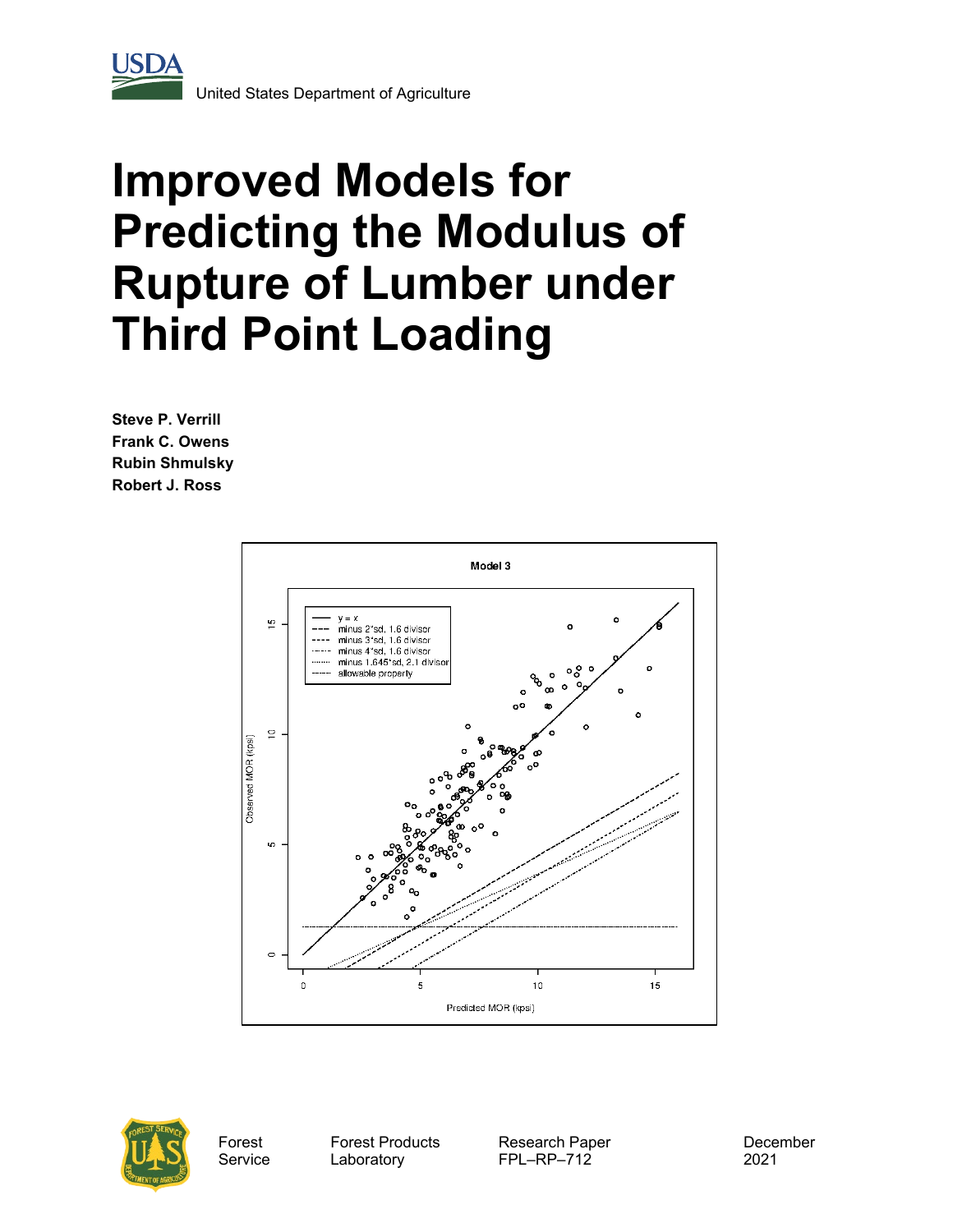United States Department of Agriculture

# Improved Models for Predicting the Modulus of Rupture of Lumber under Third Point Loading

**Steve P. Verrill**
**Frank C. Owens**
**Rubin Shmulsky**
**Robert J. Ross**

Forest Service | Forest Products Laboratory | Research Paper FPL–RP–712 | December 2021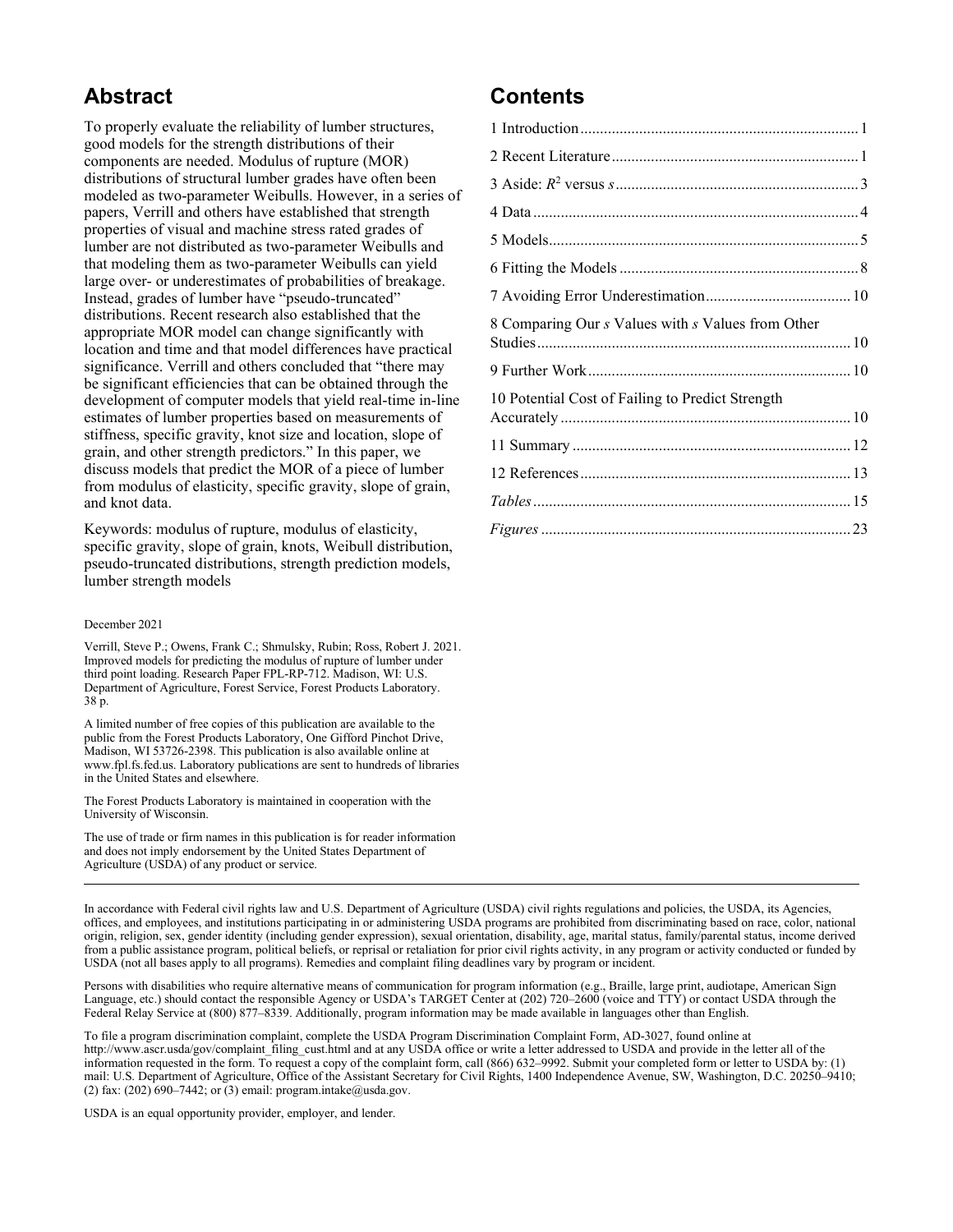## Abstract

To properly evaluate the reliability of lumber structures, good models for the strength distributions of their components are needed. Modulus of rupture (MOR) distributions of structural lumber grades have often been modeled as two-parameter Weibulls. However, in a series of papers, Verrill and others have established that strength properties of visual and machine stress rated grades of lumber are not distributed as two-parameter Weibulls and that modeling them as two-parameter Weibulls can yield large over- or underestimates of probabilities of breakage. Instead, grades of lumber have "pseudo-truncated" distributions. Recent research also established that the appropriate MOR model can change significantly with location and time and that model differences have practical significance. Verrill and others concluded that "there may be significant efficiencies that can be obtained through the development of computer models that yield real-time in-line estimates of lumber properties based on measurements of stiffness, specific gravity, knot size and location, slope of grain, and other strength predictors." In this paper, we discuss models that predict the MOR of a piece of lumber from modulus of elasticity, specific gravity, slope of grain, and knot data.

Keywords: modulus of rupture, modulus of elasticity, specific gravity, slope of grain, knots, Weibull distribution, pseudo-truncated distributions, strength prediction models, lumber strength models

December 2021

Verrill, Steve P.; Owens, Frank C.; Shmulsky, Rubin; Ross, Robert J. 2021. Improved models for predicting the modulus of rupture of lumber under third point loading. Research Paper FPL-RP-712. Madison, WI: U.S. Department of Agriculture, Forest Service, Forest Products Laboratory. 38 p.

A limited number of free copies of this publication are available to the public from the Forest Products Laboratory, One Gifford Pinchot Drive, Madison, WI 53726-2398. This publication is also available online at www.fpl.fs.fed.us. Laboratory publications are sent to hundreds of libraries in the United States and elsewhere.

The Forest Products Laboratory is maintained in cooperation with the University of Wisconsin.

The use of trade or firm names in this publication is for reader information and does not imply endorsement by the United States Department of Agriculture (USDA) of any product or service.

## Contents

1 Introduction .......... 1

2 Recent Literature .......... 1

3 Aside: $R^2$ versus $s$ .......... 3

4 Data .......... 4

5 Models .......... 5

6 Fitting the Models .......... 8

7 Avoiding Error Underestimation .......... 10

8 Comparing Our $s$ Values with $s$ Values from Other Studies .......... 10

9 Further Work .......... 10

10 Potential Cost of Failing to Predict Strength Accurately .......... 10

11 Summary .......... 12

12 References .......... 13

*Tables* .......... 15

*Figures* .......... 23

---

In accordance with Federal civil rights law and U.S. Department of Agriculture (USDA) civil rights regulations and policies, the USDA, its Agencies, offices, and employees, and institutions participating in or administering USDA programs are prohibited from discriminating based on race, color, national origin, religion, sex, gender identity (including gender expression), sexual orientation, disability, age, marital status, family/parental status, income derived from a public assistance program, political beliefs, or reprisal or retaliation for prior civil rights activity, in any program or activity conducted or funded by USDA (not all bases apply to all programs). Remedies and complaint filing deadlines vary by program or incident.

Persons with disabilities who require alternative means of communication for program information (e.g., Braille, large print, audiotape, American Sign Language, etc.) should contact the responsible Agency or USDA's TARGET Center at (202) 720–2600 (voice and TTY) or contact USDA through the Federal Relay Service at (800) 877–8339. Additionally, program information may be made available in languages other than English.

To file a program discrimination complaint, complete the USDA Program Discrimination Complaint Form, AD-3027, found online at http://www.ascr.usda/gov/complaint_filing_cust.html and at any USDA office or write a letter addressed to USDA and provide in the letter all of the information requested in the form. To request a copy of the complaint form, call (866) 632–9992. Submit your completed form or letter to USDA by: (1) mail: U.S. Department of Agriculture, Office of the Assistant Secretary for Civil Rights, 1400 Independence Avenue, SW, Washington, D.C. 20250–9410; (2) fax: (202) 690–7442; or (3) email: program.intake@usda.gov.

USDA is an equal opportunity provider, employer, and lender.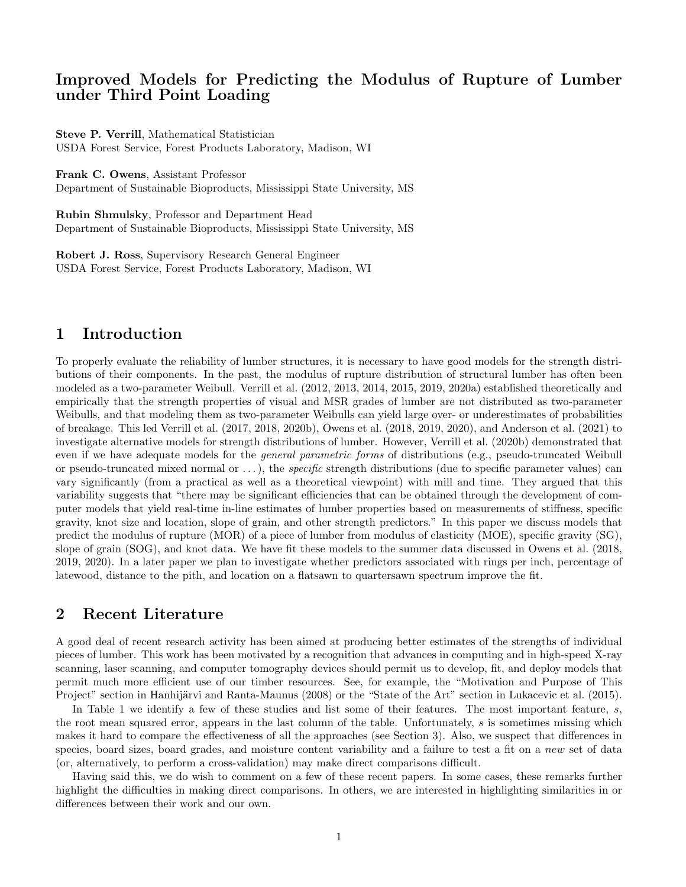# Improved Models for Predicting the Modulus of Rupture of Lumber under Third Point Loading

**Steve P. Verrill**, Mathematical Statistician
USDA Forest Service, Forest Products Laboratory, Madison, WI

**Frank C. Owens**, Assistant Professor
Department of Sustainable Bioproducts, Mississippi State University, MS

**Rubin Shmulsky**, Professor and Department Head
Department of Sustainable Bioproducts, Mississippi State University, MS

**Robert J. Ross**, Supervisory Research General Engineer
USDA Forest Service, Forest Products Laboratory, Madison, WI

## 1 Introduction

To properly evaluate the reliability of lumber structures, it is necessary to have good models for the strength distributions of their components. In the past, the modulus of rupture distribution of structural lumber has often been modeled as a two-parameter Weibull. Verrill et al. (2012, 2013, 2014, 2015, 2019, 2020a) established theoretically and empirically that the strength properties of visual and MSR grades of lumber are not distributed as two-parameter Weibulls, and that modeling them as two-parameter Weibulls can yield large over- or underestimates of probabilities of breakage. This led Verrill et al. (2017, 2018, 2020b), Owens et al. (2018, 2019, 2020), and Anderson et al. (2021) to investigate alternative models for strength distributions of lumber. However, Verrill et al. (2020b) demonstrated that even if we have adequate models for the *general parametric forms* of distributions (e.g., pseudo-truncated Weibull or pseudo-truncated mixed normal or . . . ), the *specific* strength distributions (due to specific parameter values) can vary significantly (from a practical as well as a theoretical viewpoint) with mill and time. They argued that this variability suggests that "there may be significant efficiencies that can be obtained through the development of computer models that yield real-time in-line estimates of lumber properties based on measurements of stiffness, specific gravity, knot size and location, slope of grain, and other strength predictors." In this paper we discuss models that predict the modulus of rupture (MOR) of a piece of lumber from modulus of elasticity (MOE), specific gravity (SG), slope of grain (SOG), and knot data. We have fit these models to the summer data discussed in Owens et al. (2018, 2019, 2020). In a later paper we plan to investigate whether predictors associated with rings per inch, percentage of latewood, distance to the pith, and location on a flatsawn to quartersawn spectrum improve the fit.

## 2 Recent Literature

A good deal of recent research activity has been aimed at producing better estimates of the strengths of individual pieces of lumber. This work has been motivated by a recognition that advances in computing and in high-speed X-ray scanning, laser scanning, and computer tomography devices should permit us to develop, fit, and deploy models that permit much more efficient use of our timber resources. See, for example, the "Motivation and Purpose of This Project" section in Hanhijärvi and Ranta-Maunus (2008) or the "State of the Art" section in Lukacevic et al. (2015).

In Table 1 we identify a few of these studies and list some of their features. The most important feature, $s$, the root mean squared error, appears in the last column of the table. Unfortunately, $s$ is sometimes missing which makes it hard to compare the effectiveness of all the approaches (see Section 3). Also, we suspect that differences in species, board sizes, board grades, and moisture content variability and a failure to test a fit on a *new* set of data (or, alternatively, to perform a cross-validation) may make direct comparisons difficult.

Having said this, we do wish to comment on a few of these recent papers. In some cases, these remarks further highlight the difficulties in making direct comparisons. In others, we are interested in highlighting similarities in or differences between their work and our own.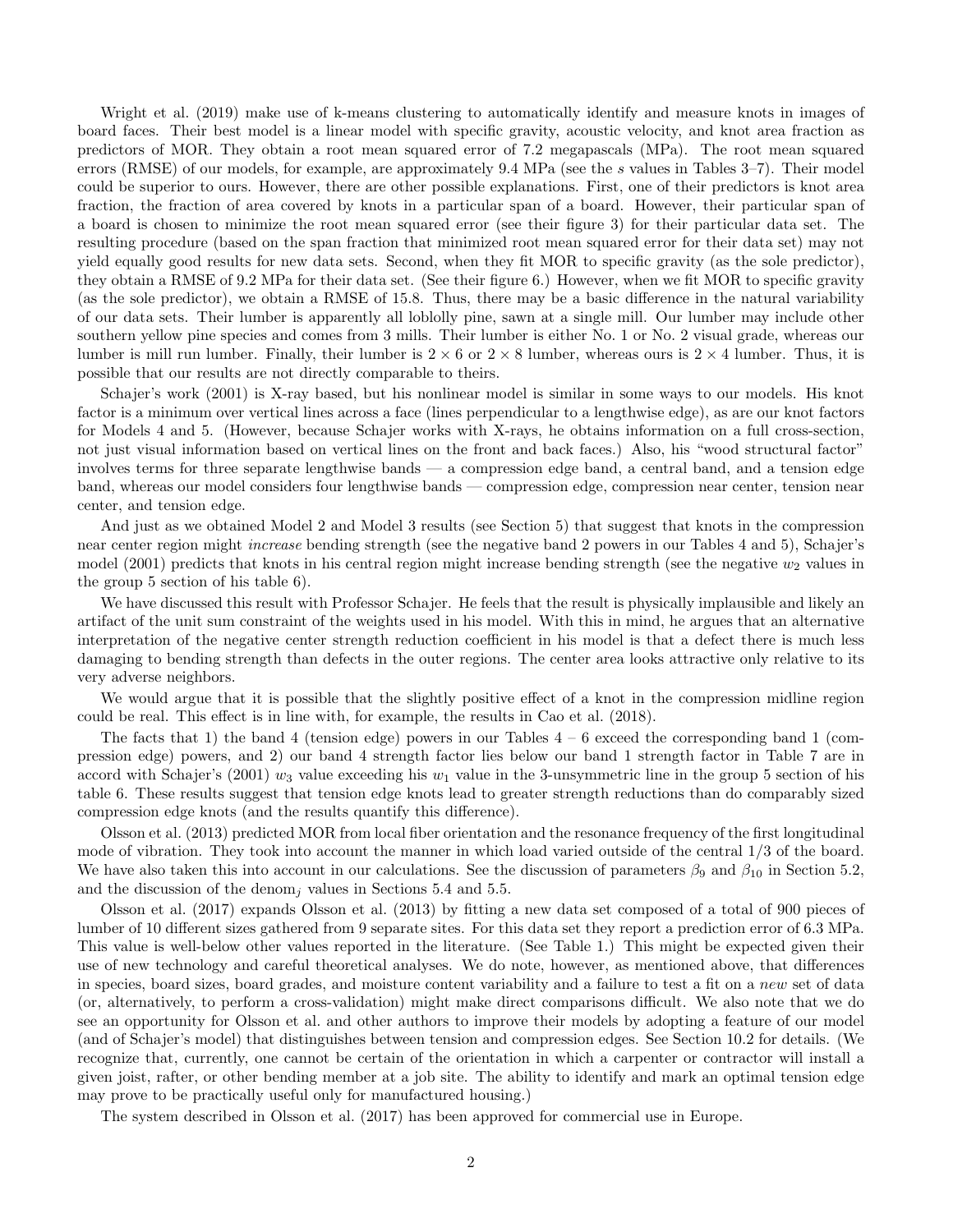Wright et al. (2019) make use of k-means clustering to automatically identify and measure knots in images of board faces. Their best model is a linear model with specific gravity, acoustic velocity, and knot area fraction as predictors of MOR. They obtain a root mean squared error of 7.2 megapascals (MPa). The root mean squared errors (RMSE) of our models, for example, are approximately 9.4 MPa (see the $s$ values in Tables 3–7). Their model could be superior to ours. However, there are other possible explanations. First, one of their predictors is knot area fraction, the fraction of area covered by knots in a particular span of a board. However, their particular span of a board is chosen to minimize the root mean squared error (see their figure 3) for their particular data set. The resulting procedure (based on the span fraction that minimized root mean squared error for their data set) may not yield equally good results for new data sets. Second, when they fit MOR to specific gravity (as the sole predictor), they obtain a RMSE of 9.2 MPa for their data set. (See their figure 6.) However, when we fit MOR to specific gravity (as the sole predictor), we obtain a RMSE of 15.8. Thus, there may be a basic difference in the natural variability of our data sets. Their lumber is apparently all loblolly pine, sawn at a single mill. Our lumber may include other southern yellow pine species and comes from 3 mills. Their lumber is either No. 1 or No. 2 visual grade, whereas our lumber is mill run lumber. Finally, their lumber is $2 \times 6$ or $2 \times 8$ lumber, whereas ours is $2 \times 4$ lumber. Thus, it is possible that our results are not directly comparable to theirs.

Schajer's work (2001) is X-ray based, but his nonlinear model is similar in some ways to our models. His knot factor is a minimum over vertical lines across a face (lines perpendicular to a lengthwise edge), as are our knot factors for Models 4 and 5. (However, because Schajer works with X-rays, he obtains information on a full cross-section, not just visual information based on vertical lines on the front and back faces.) Also, his "wood structural factor" involves terms for three separate lengthwise bands — a compression edge band, a central band, and a tension edge band, whereas our model considers four lengthwise bands — compression edge, compression near center, tension near center, and tension edge.

And just as we obtained Model 2 and Model 3 results (see Section 5) that suggest that knots in the compression near center region might *increase* bending strength (see the negative band 2 powers in our Tables 4 and 5), Schajer's model (2001) predicts that knots in his central region might increase bending strength (see the negative $w_2$ values in the group 5 section of his table 6).

We have discussed this result with Professor Schajer. He feels that the result is physically implausible and likely an artifact of the unit sum constraint of the weights used in his model. With this in mind, he argues that an alternative interpretation of the negative center strength reduction coefficient in his model is that a defect there is much less damaging to bending strength than defects in the outer regions. The center area looks attractive only relative to its very adverse neighbors.

We would argue that it is possible that the slightly positive effect of a knot in the compression midline region could be real. This effect is in line with, for example, the results in Cao et al. (2018).

The facts that 1) the band 4 (tension edge) powers in our Tables 4 – 6 exceed the corresponding band 1 (compression edge) powers, and 2) our band 4 strength factor lies below our band 1 strength factor in Table 7 are in accord with Schajer's (2001) $w_3$ value exceeding his $w_1$ value in the 3-unsymmetric line in the group 5 section of his table 6. These results suggest that tension edge knots lead to greater strength reductions than do comparably sized compression edge knots (and the results quantify this difference).

Olsson et al. (2013) predicted MOR from local fiber orientation and the resonance frequency of the first longitudinal mode of vibration. They took into account the manner in which load varied outside of the central 1/3 of the board. We have also taken this into account in our calculations. See the discussion of parameters $\beta_9$ and $\beta_{10}$ in Section 5.2, and the discussion of the $\text{denom}_j$ values in Sections 5.4 and 5.5.

Olsson et al. (2017) expands Olsson et al. (2013) by fitting a new data set composed of a total of 900 pieces of lumber of 10 different sizes gathered from 9 separate sites. For this data set they report a prediction error of 6.3 MPa. This value is well-below other values reported in the literature. (See Table 1.) This might be expected given their use of new technology and careful theoretical analyses. We do note, however, as mentioned above, that differences in species, board sizes, board grades, and moisture content variability and a failure to test a fit on a *new* set of data (or, alternatively, to perform a cross-validation) might make direct comparisons difficult. We also note that we do see an opportunity for Olsson et al. and other authors to improve their models by adopting a feature of our model (and of Schajer's model) that distinguishes between tension and compression edges. See Section 10.2 for details. (We recognize that, currently, one cannot be certain of the orientation in which a carpenter or contractor will install a given joist, rafter, or other bending member at a job site. The ability to identify and mark an optimal tension edge may prove to be practically useful only for manufactured housing.)

The system described in Olsson et al. (2017) has been approved for commercial use in Europe.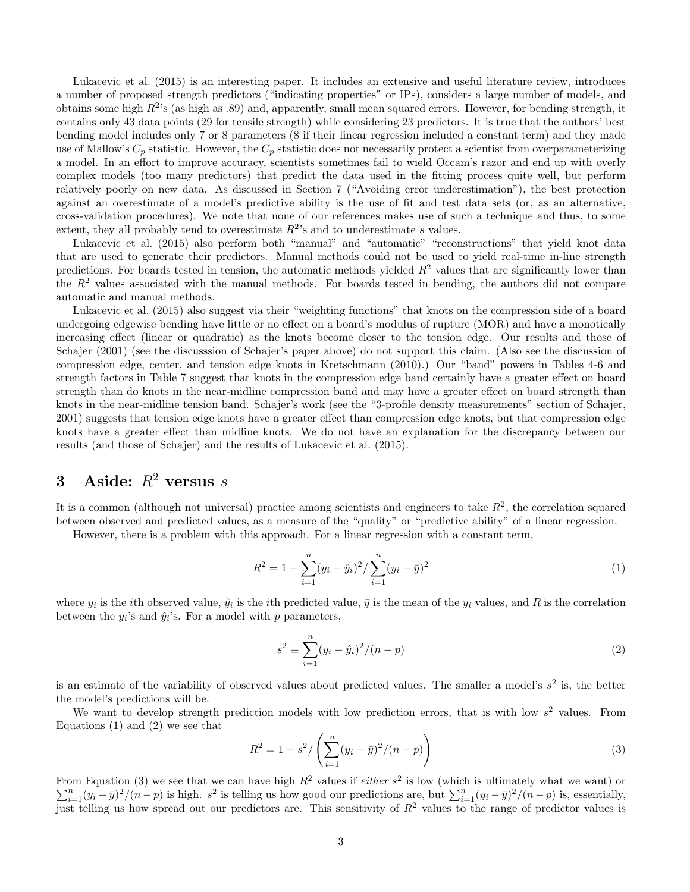Lukacevic et al. (2015) is an interesting paper. It includes an extensive and useful literature review, introduces a number of proposed strength predictors ("indicating properties" or IPs), considers a large number of models, and obtains some high $R^2$'s (as high as .89) and, apparently, small mean squared errors. However, for bending strength, it contains only 43 data points (29 for tensile strength) while considering 23 predictors. It is true that the authors' best bending model includes only 7 or 8 parameters (8 if their linear regression included a constant term) and they made use of Mallow's $C_p$ statistic. However, the $C_p$ statistic does not necessarily protect a scientist from overparameterizing a model. In an effort to improve accuracy, scientists sometimes fail to wield Occam's razor and end up with overly complex models (too many predictors) that predict the data used in the fitting process quite well, but perform relatively poorly on new data. As discussed in Section 7 ("Avoiding error underestimation"), the best protection against an overestimate of a model's predictive ability is the use of fit and test data sets (or, as an alternative, cross-validation procedures). We note that none of our references makes use of such a technique and thus, to some extent, they all probably tend to overestimate $R^2$'s and to underestimate $s$ values.

Lukacevic et al. (2015) also perform both "manual" and "automatic" "reconstructions" that yield knot data that are used to generate their predictors. Manual methods could not be used to yield real-time in-line strength predictions. For boards tested in tension, the automatic methods yielded $R^2$ values that are significantly lower than the $R^2$ values associated with the manual methods. For boards tested in bending, the authors did not compare automatic and manual methods.

Lukacevic et al. (2015) also suggest via their "weighting functions" that knots on the compression side of a board undergoing edgewise bending have little or no effect on a board's modulus of rupture (MOR) and have a monotically increasing effect (linear or quadratic) as the knots become closer to the tension edge. Our results and those of Schajer (2001) (see the discusssion of Schajer's paper above) do not support this claim. (Also see the discussion of compression edge, center, and tension edge knots in Kretschmann (2010).) Our "band" powers in Tables 4-6 and strength factors in Table 7 suggest that knots in the compression edge band certainly have a greater effect on board strength than do knots in the near-midline compression band and may have a greater effect on board strength than knots in the near-midline tension band. Schajer's work (see the "3-profile density measurements" section of Schajer, 2001) suggests that tension edge knots have a greater effect than compression edge knots, but that compression edge knots have a greater effect than midline knots. We do not have an explanation for the discrepancy between our results (and those of Schajer) and the results of Lukacevic et al. (2015).

## 3 Aside: $R^2$ versus $s$

It is a common (although not universal) practice among scientists and engineers to take $R^2$, the correlation squared between observed and predicted values, as a measure of the "quality" or "predictive ability" of a linear regression.

However, there is a problem with this approach. For a linear regression with a constant term,

$$R^2 = 1 - \sum_{i=1}^{n}(y_i - \hat{y}_i)^2 / \sum_{i=1}^{n}(y_i - \bar{y})^2 \tag{1}$$

where $y_i$ is the $i$th observed value, $\hat{y}_i$ is the $i$th predicted value, $\bar{y}$ is the mean of the $y_i$ values, and $R$ is the correlation between the $y_i$'s and $\hat{y}_i$'s. For a model with $p$ parameters,

$$s^2 \equiv \sum_{i=1}^{n}(y_i - \hat{y}_i)^2/(n-p) \tag{2}$$

is an estimate of the variability of observed values about predicted values. The smaller a model's $s^2$ is, the better the model's predictions will be.

We want to develop strength prediction models with low prediction errors, that is with low $s^2$ values. From Equations (1) and (2) we see that

$$R^2 = 1 - s^2 / \left( \sum_{i=1}^{n}(y_i - \bar{y})^2/(n-p) \right) \tag{3}$$

From Equation (3) we see that we can have high $R^2$ values if *either* $s^2$ is low (which is ultimately what we want) or $\sum_{i=1}^{n}(y_i - \bar{y})^2/(n-p)$ is high. $s^2$ is telling us how good our predictions are, but $\sum_{i=1}^{n}(y_i - \bar{y})^2/(n-p)$ is, essentially, just telling us how spread out our predictors are. This sensitivity of $R^2$ values to the range of predictor values is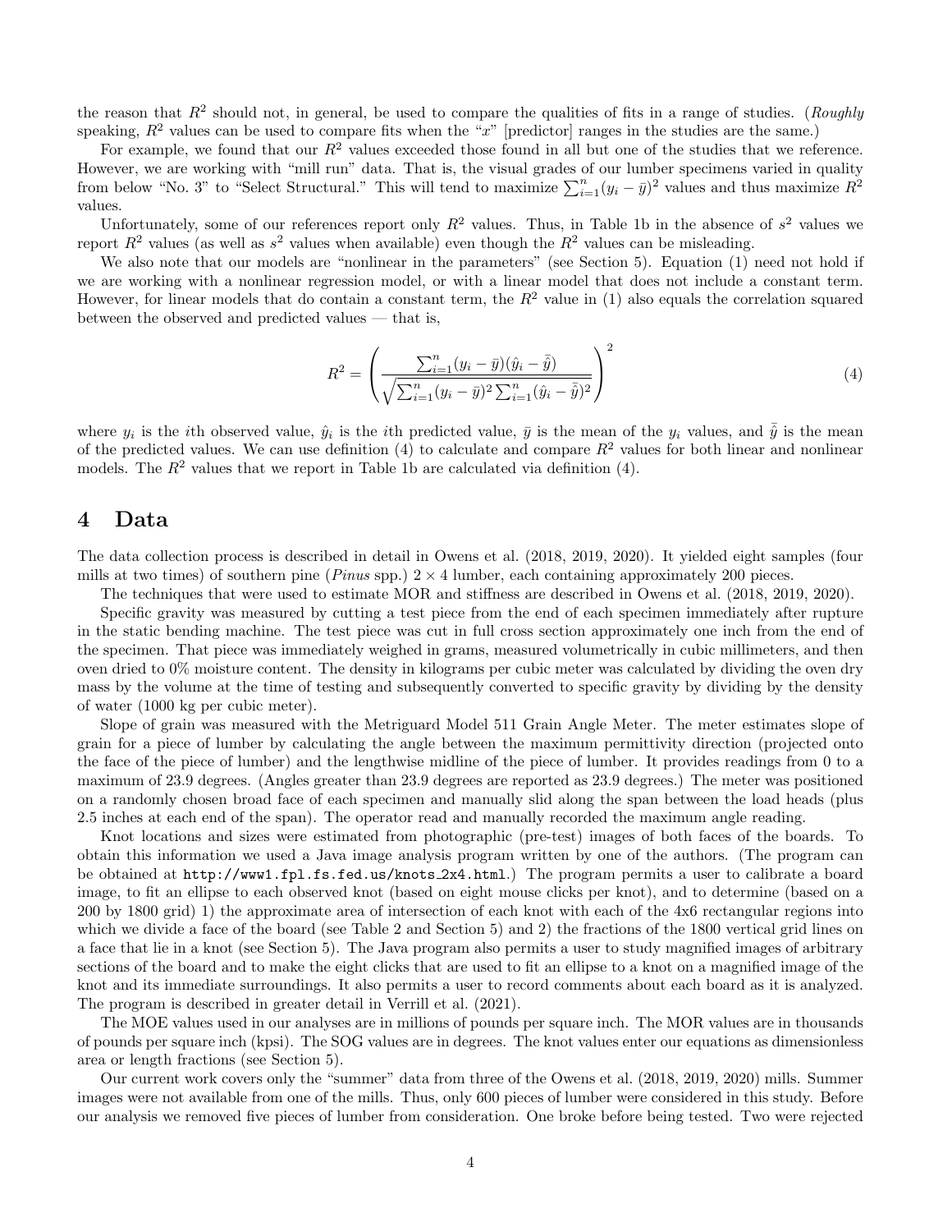the reason that $R^2$ should not, in general, be used to compare the qualities of fits in a range of studies. (*Roughly* speaking, $R^2$ values can be used to compare fits when the "$x$" [predictor] ranges in the studies are the same.)

For example, we found that our $R^2$ values exceeded those found in all but one of the studies that we reference. However, we are working with "mill run" data. That is, the visual grades of our lumber specimens varied in quality from below "No. 3" to "Select Structural." This will tend to maximize $\sum_{i=1}^{n}(y_i - \bar{y})^2$ values and thus maximize $R^2$ values.

Unfortunately, some of our references report only $R^2$ values. Thus, in Table 1b in the absence of $s^2$ values we report $R^2$ values (as well as $s^2$ values when available) even though the $R^2$ values can be misleading.

We also note that our models are "nonlinear in the parameters" (see Section 5). Equation (1) need not hold if we are working with a nonlinear regression model, or with a linear model that does not include a constant term. However, for linear models that do contain a constant term, the $R^2$ value in (1) also equals the correlation squared between the observed and predicted values — that is,

$$R^2 = \left( \frac{\sum_{i=1}^{n}(y_i - \bar{y})(\hat{y}_i - \bar{\hat{y}})}{\sqrt{\sum_{i=1}^{n}(y_i - \bar{y})^2 \sum_{i=1}^{n}(\hat{y}_i - \bar{\hat{y}})^2}} \right)^2 \tag{4}$$

where $y_i$ is the $i$th observed value, $\hat{y}_i$ is the $i$th predicted value, $\bar{y}$ is the mean of the $y_i$ values, and $\bar{\hat{y}}$ is the mean of the predicted values. We can use definition (4) to calculate and compare $R^2$ values for both linear and nonlinear models. The $R^2$ values that we report in Table 1b are calculated via definition (4).

# 4 Data

The data collection process is described in detail in Owens et al. (2018, 2019, 2020). It yielded eight samples (four mills at two times) of southern pine (*Pinus* spp.) $2 \times 4$ lumber, each containing approximately 200 pieces.

The techniques that were used to estimate MOR and stiffness are described in Owens et al. (2018, 2019, 2020).

Specific gravity was measured by cutting a test piece from the end of each specimen immediately after rupture in the static bending machine. The test piece was cut in full cross section approximately one inch from the end of the specimen. That piece was immediately weighed in grams, measured volumetrically in cubic millimeters, and then oven dried to 0% moisture content. The density in kilograms per cubic meter was calculated by dividing the oven dry mass by the volume at the time of testing and subsequently converted to specific gravity by dividing by the density of water (1000 kg per cubic meter).

Slope of grain was measured with the Metriguard Model 511 Grain Angle Meter. The meter estimates slope of grain for a piece of lumber by calculating the angle between the maximum permittivity direction (projected onto the face of the piece of lumber) and the lengthwise midline of the piece of lumber. It provides readings from 0 to a maximum of 23.9 degrees. (Angles greater than 23.9 degrees are reported as 23.9 degrees.) The meter was positioned on a randomly chosen broad face of each specimen and manually slid along the span between the load heads (plus 2.5 inches at each end of the span). The operator read and manually recorded the maximum angle reading.

Knot locations and sizes were estimated from photographic (pre-test) images of both faces of the boards. To obtain this information we used a Java image analysis program written by one of the authors. (The program can be obtained at `http://www1.fpl.fs.fed.us/knots_2x4.html`.) The program permits a user to calibrate a board image, to fit an ellipse to each observed knot (based on eight mouse clicks per knot), and to determine (based on a 200 by 1800 grid) 1) the approximate area of intersection of each knot with each of the 4x6 rectangular regions into which we divide a face of the board (see Table 2 and Section 5) and 2) the fractions of the 1800 vertical grid lines on a face that lie in a knot (see Section 5). The Java program also permits a user to study magnified images of arbitrary sections of the board and to make the eight clicks that are used to fit an ellipse to a knot on a magnified image of the knot and its immediate surroundings. It also permits a user to record comments about each board as it is analyzed. The program is described in greater detail in Verrill et al. (2021).

The MOE values used in our analyses are in millions of pounds per square inch. The MOR values are in thousands of pounds per square inch (kpsi). The SOG values are in degrees. The knot values enter our equations as dimensionless area or length fractions (see Section 5).

Our current work covers only the "summer" data from three of the Owens et al. (2018, 2019, 2020) mills. Summer images were not available from one of the mills. Thus, only 600 pieces of lumber were considered in this study. Before our analysis we removed five pieces of lumber from consideration. One broke before being tested. Two were rejected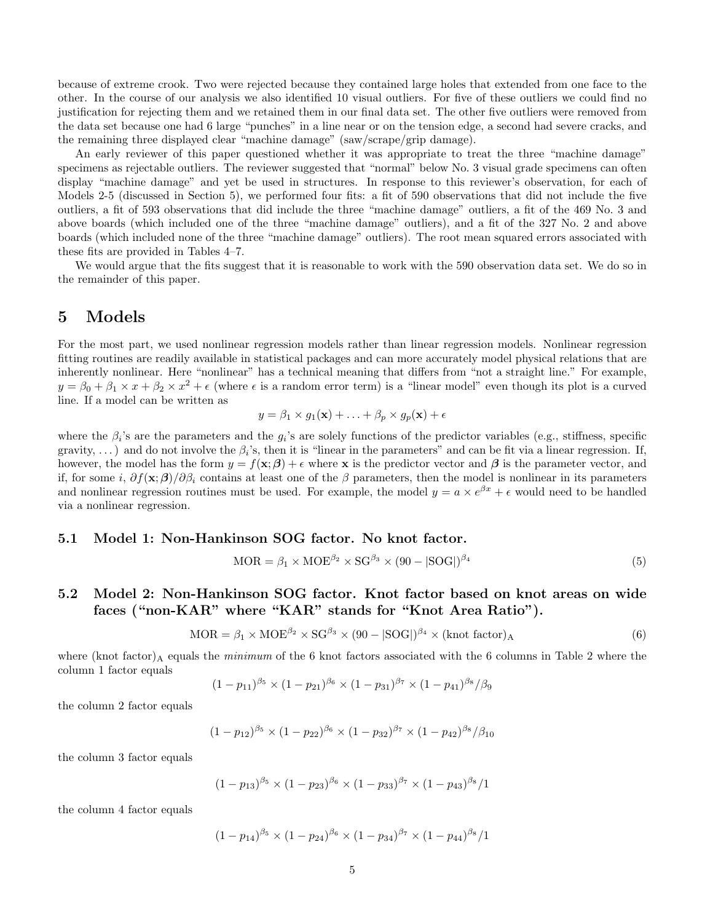because of extreme crook. Two were rejected because they contained large holes that extended from one face to the other. In the course of our analysis we also identified 10 visual outliers. For five of these outliers we could find no justification for rejecting them and we retained them in our final data set. The other five outliers were removed from the data set because one had 6 large "punches" in a line near or on the tension edge, a second had severe cracks, and the remaining three displayed clear "machine damage" (saw/scrape/grip damage).

An early reviewer of this paper questioned whether it was appropriate to treat the three "machine damage" specimens as rejectable outliers. The reviewer suggested that "normal" below No. 3 visual grade specimens can often display "machine damage" and yet be used in structures. In response to this reviewer's observation, for each of Models 2-5 (discussed in Section 5), we performed four fits: a fit of 590 observations that did not include the five outliers, a fit of 593 observations that did include the three "machine damage" outliers, a fit of the 469 No. 3 and above boards (which included one of the three "machine damage" outliers), and a fit of the 327 No. 2 and above boards (which included none of the three "machine damage" outliers). The root mean squared errors associated with these fits are provided in Tables 4–7.

We would argue that the fits suggest that it is reasonable to work with the 590 observation data set. We do so in the remainder of this paper.

# 5 Models

For the most part, we used nonlinear regression models rather than linear regression models. Nonlinear regression fitting routines are readily available in statistical packages and can more accurately model physical relations that are inherently nonlinear. Here "nonlinear" has a technical meaning that differs from "not a straight line." For example, $y = \beta_0 + \beta_1 \times x + \beta_2 \times x^2 + \epsilon$ (where $\epsilon$ is a random error term) is a "linear model" even though its plot is a curved line. If a model can be written as

$$y = \beta_1 \times g_1(\mathbf{x}) + \ldots + \beta_p \times g_p(\mathbf{x}) + \epsilon$$

where the $\beta_i$'s are the parameters and the $g_i$'s are solely functions of the predictor variables (e.g., stiffness, specific gravity, ...) and do not involve the $\beta_i$'s, then it is "linear in the parameters" and can be fit via a linear regression. If, however, the model has the form $y = f(\mathbf{x}; \boldsymbol{\beta}) + \epsilon$ where $\mathbf{x}$ is the predictor vector and $\boldsymbol{\beta}$ is the parameter vector, and if, for some $i$, $\partial f(\mathbf{x}; \boldsymbol{\beta})/\partial \beta_i$ contains at least one of the $\beta$ parameters, then the model is nonlinear in its parameters and nonlinear regression routines must be used. For example, the model $y = a \times e^{\beta x} + \epsilon$ would need to be handled via a nonlinear regression.

## 5.1 Model 1: Non-Hankinson SOG factor. No knot factor.

$$\text{MOR} = \beta_1 \times \text{MOE}^{\beta_2} \times \text{SG}^{\beta_3} \times (90 - |\text{SOG}|)^{\beta_4} \tag{5}$$

## 5.2 Model 2: Non-Hankinson SOG factor. Knot factor based on knot areas on wide faces ("non-KAR" where "KAR" stands for "Knot Area Ratio").

$$\text{MOR} = \beta_1 \times \text{MOE}^{\beta_2} \times \text{SG}^{\beta_3} \times (90 - |\text{SOG}|)^{\beta_4} \times (\text{knot factor})_{\text{A}} \tag{6}$$

where $(\text{knot factor})_{\text{A}}$ equals the *minimum* of the 6 knot factors associated with the 6 columns in Table 2 where the column 1 factor equals

$$(1 - p_{11})^{\beta_5} \times (1 - p_{21})^{\beta_6} \times (1 - p_{31})^{\beta_7} \times (1 - p_{41})^{\beta_8} / \beta_9$$

the column 2 factor equals

$$(1 - p_{12})^{\beta_5} \times (1 - p_{22})^{\beta_6} \times (1 - p_{32})^{\beta_7} \times (1 - p_{42})^{\beta_8} / \beta_{10}$$

the column 3 factor equals

$$(1 - p_{13})^{\beta_5} \times (1 - p_{23})^{\beta_6} \times (1 - p_{33})^{\beta_7} \times (1 - p_{43})^{\beta_8} / 1$$

the column 4 factor equals

$$(1 - p_{14})^{\beta_5} \times (1 - p_{24})^{\beta_6} \times (1 - p_{34})^{\beta_7} \times (1 - p_{44})^{\beta_8} / 1$$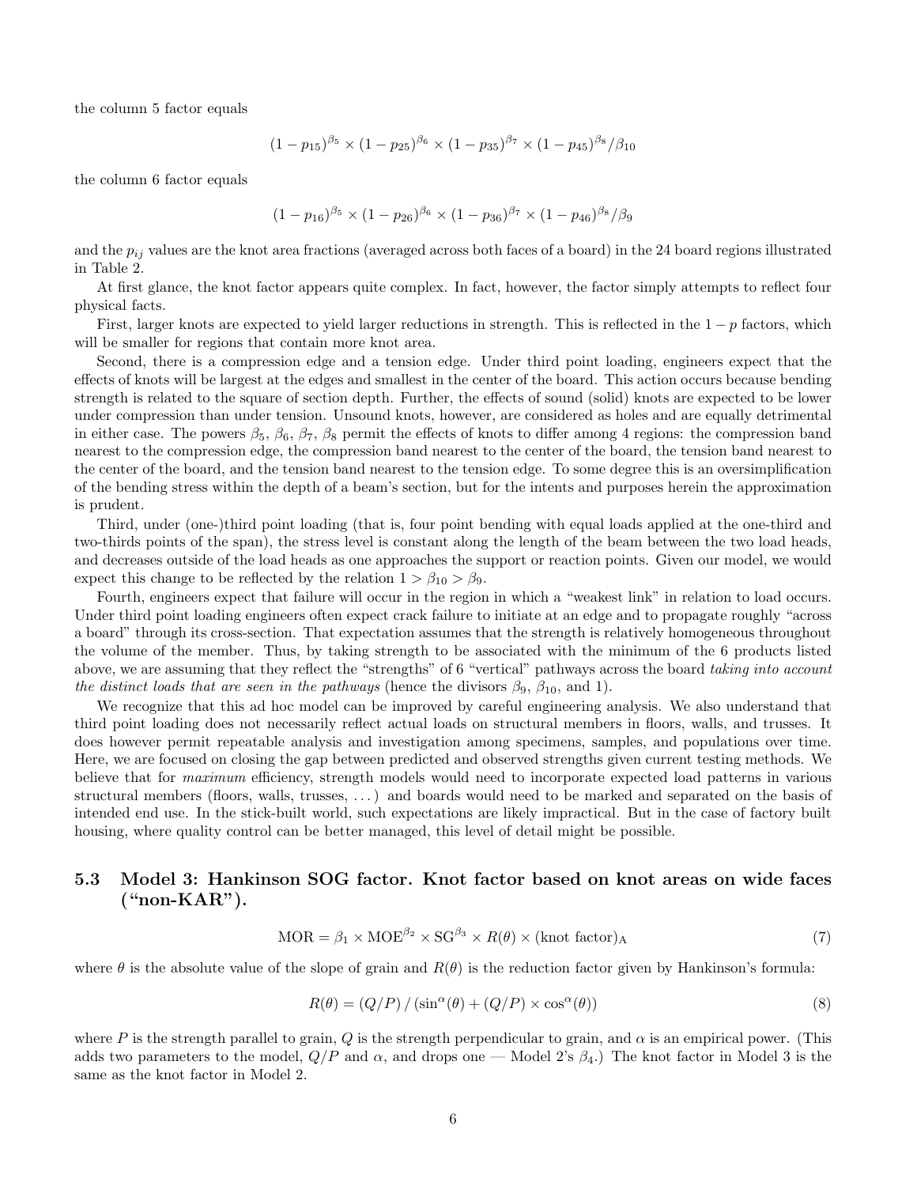the column 5 factor equals

$$(1 - p_{15})^{\beta_5} \times (1 - p_{25})^{\beta_6} \times (1 - p_{35})^{\beta_7} \times (1 - p_{45})^{\beta_8} / \beta_{10}$$

the column 6 factor equals

$$(1 - p_{16})^{\beta_5} \times (1 - p_{26})^{\beta_6} \times (1 - p_{36})^{\beta_7} \times (1 - p_{46})^{\beta_8} / \beta_9$$

and the $p_{ij}$ values are the knot area fractions (averaged across both faces of a board) in the 24 board regions illustrated in Table 2.

At first glance, the knot factor appears quite complex. In fact, however, the factor simply attempts to reflect four physical facts.

First, larger knots are expected to yield larger reductions in strength. This is reflected in the $1 - p$ factors, which will be smaller for regions that contain more knot area.

Second, there is a compression edge and a tension edge. Under third point loading, engineers expect that the effects of knots will be largest at the edges and smallest in the center of the board. This action occurs because bending strength is related to the square of section depth. Further, the effects of sound (solid) knots are expected to be lower under compression than under tension. Unsound knots, however, are considered as holes and are equally detrimental in either case. The powers $\beta_5$, $\beta_6$, $\beta_7$, $\beta_8$ permit the effects of knots to differ among 4 regions: the compression band nearest to the compression edge, the compression band nearest to the center of the board, the tension band nearest to the center of the board, and the tension band nearest to the tension edge. To some degree this is an oversimplification of the bending stress within the depth of a beam's section, but for the intents and purposes herein the approximation is prudent.

Third, under (one-)third point loading (that is, four point bending with equal loads applied at the one-third and two-thirds points of the span), the stress level is constant along the length of the beam between the two load heads, and decreases outside of the load heads as one approaches the support or reaction points. Given our model, we would expect this change to be reflected by the relation $1 > \beta_{10} > \beta_9$.

Fourth, engineers expect that failure will occur in the region in which a "weakest link" in relation to load occurs. Under third point loading engineers often expect crack failure to initiate at an edge and to propagate roughly "across a board" through its cross-section. That expectation assumes that the strength is relatively homogeneous throughout the volume of the member. Thus, by taking strength to be associated with the minimum of the 6 products listed above, we are assuming that they reflect the "strengths" of 6 "vertical" pathways across the board *taking into account the distinct loads that are seen in the pathways* (hence the divisors $\beta_9$, $\beta_{10}$, and 1).

We recognize that this ad hoc model can be improved by careful engineering analysis. We also understand that third point loading does not necessarily reflect actual loads on structural members in floors, walls, and trusses. It does however permit repeatable analysis and investigation among specimens, samples, and populations over time. Here, we are focused on closing the gap between predicted and observed strengths given current testing methods. We believe that for *maximum* efficiency, strength models would need to incorporate expected load patterns in various structural members (floors, walls, trusses, ...) and boards would need to be marked and separated on the basis of intended end use. In the stick-built world, such expectations are likely impractical. But in the case of factory built housing, where quality control can be better managed, this level of detail might be possible.

### 5.3 Model 3: Hankinson SOG factor. Knot factor based on knot areas on wide faces ("non-KAR").

$$\text{MOR} = \beta_1 \times \text{MOE}^{\beta_2} \times \text{SG}^{\beta_3} \times R(\theta) \times (\text{knot factor})_\text{A} \tag{7}$$

where $\theta$ is the absolute value of the slope of grain and $R(\theta)$ is the reduction factor given by Hankinson's formula:

$$R(\theta) = (Q/P) \,/\, (\sin^\alpha(\theta) + (Q/P) \times \cos^\alpha(\theta)) \tag{8}$$

where $P$ is the strength parallel to grain, $Q$ is the strength perpendicular to grain, and $\alpha$ is an empirical power. (This adds two parameters to the model, $Q/P$ and $\alpha$, and drops one — Model 2's $\beta_4$.) The knot factor in Model 3 is the same as the knot factor in Model 2.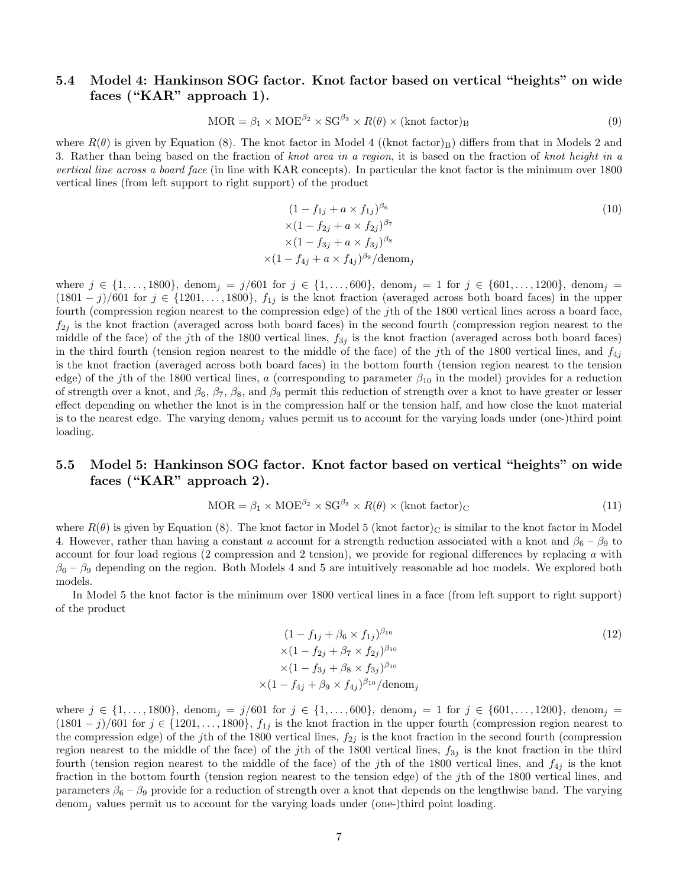### 5.4 Model 4: Hankinson SOG factor. Knot factor based on vertical "heights" on wide faces ("KAR" approach 1).

$$\text{MOR} = \beta_1 \times \text{MOE}^{\beta_2} \times \text{SG}^{\beta_3} \times R(\theta) \times (\text{knot factor})_{\text{B}} \tag{9}$$

where $R(\theta)$ is given by Equation (8). The knot factor in Model 4 ($(\text{knot factor})_{\text{B}}$) differs from that in Models 2 and 3. Rather than being based on the fraction of *knot area in a region*, it is based on the fraction of *knot height in a vertical line across a board face* (in line with KAR concepts). In particular the knot factor is the minimum over 1800 vertical lines (from left support to right support) of the product

$$\begin{aligned}
&(1 - f_{1j} + a \times f_{1j})^{\beta_6} \\
&\times (1 - f_{2j} + a \times f_{2j})^{\beta_7} \\
&\times (1 - f_{3j} + a \times f_{3j})^{\beta_8} \\
&\times (1 - f_{4j} + a \times f_{4j})^{\beta_9} / \text{denom}_j
\end{aligned} \tag{10}$$

where $j \in \{1, \ldots, 1800\}$, $\text{denom}_j = j/601$ for $j \in \{1, \ldots, 600\}$, $\text{denom}_j = 1$ for $j \in \{601, \ldots, 1200\}$, $\text{denom}_j = (1801 - j)/601$ for $j \in \{1201, \ldots, 1800\}$, $f_{1j}$ is the knot fraction (averaged across both board faces) in the upper fourth (compression region nearest to the compression edge) of the $j$th of the 1800 vertical lines across a board face, $f_{2j}$ is the knot fraction (averaged across both board faces) in the second fourth (compression region nearest to the middle of the face) of the $j$th of the 1800 vertical lines, $f_{3j}$ is the knot fraction (averaged across both board faces) in the third fourth (tension region nearest to the middle of the face) of the $j$th of the 1800 vertical lines, and $f_{4j}$ is the knot fraction (averaged across both board faces) in the bottom fourth (tension region nearest to the tension edge) of the $j$th of the 1800 vertical lines, $a$ (corresponding to parameter $\beta_{10}$ in the model) provides for a reduction of strength over a knot, and $\beta_6$, $\beta_7$, $\beta_8$, and $\beta_9$ permit this reduction of strength over a knot to have greater or lesser effect depending on whether the knot is in the compression half or the tension half, and how close the knot material is to the nearest edge. The varying $\text{denom}_j$ values permit us to account for the varying loads under (one-)third point loading.

### 5.5 Model 5: Hankinson SOG factor. Knot factor based on vertical "heights" on wide faces ("KAR" approach 2).

$$\text{MOR} = \beta_1 \times \text{MOE}^{\beta_2} \times \text{SG}^{\beta_3} \times R(\theta) \times (\text{knot factor})_{\text{C}} \tag{11}$$

where $R(\theta)$ is given by Equation (8). The knot factor in Model 5 $(\text{knot factor})_{\text{C}}$ is similar to the knot factor in Model 4. However, rather than having a constant $a$ account for a strength reduction associated with a knot and $\beta_6$ – $\beta_9$ to account for four load regions (2 compression and 2 tension), we provide for regional differences by replacing $a$ with $\beta_6$ – $\beta_9$ depending on the region. Both Models 4 and 5 are intuitively reasonable ad hoc models. We explored both models.

In Model 5 the knot factor is the minimum over 1800 vertical lines in a face (from left support to right support) of the product

$$\begin{aligned}
&(1 - f_{1j} + \beta_6 \times f_{1j})^{\beta_{10}} \\
&\times (1 - f_{2j} + \beta_7 \times f_{2j})^{\beta_{10}} \\
&\times (1 - f_{3j} + \beta_8 \times f_{3j})^{\beta_{10}} \\
&\times (1 - f_{4j} + \beta_9 \times f_{4j})^{\beta_{10}} / \text{denom}_j
\end{aligned} \tag{12}$$

where $j \in \{1, \ldots, 1800\}$, $\text{denom}_j = j/601$ for $j \in \{1, \ldots, 600\}$, $\text{denom}_j = 1$ for $j \in \{601, \ldots, 1200\}$, $\text{denom}_j = (1801 - j)/601$ for $j \in \{1201, \ldots, 1800\}$, $f_{1j}$ is the knot fraction in the upper fourth (compression region nearest to the compression edge) of the $j$th of the 1800 vertical lines, $f_{2j}$ is the knot fraction in the second fourth (compression region nearest to the middle of the face) of the $j$th of the 1800 vertical lines, $f_{3j}$ is the knot fraction in the third fourth (tension region nearest to the middle of the face) of the $j$th of the 1800 vertical lines, and $f_{4j}$ is the knot fraction in the bottom fourth (tension region nearest to the tension edge) of the $j$th of the 1800 vertical lines, and parameters $\beta_6$ – $\beta_9$ provide for a reduction of strength over a knot that depends on the lengthwise band. The varying $\text{denom}_j$ values permit us to account for the varying loads under (one-)third point loading.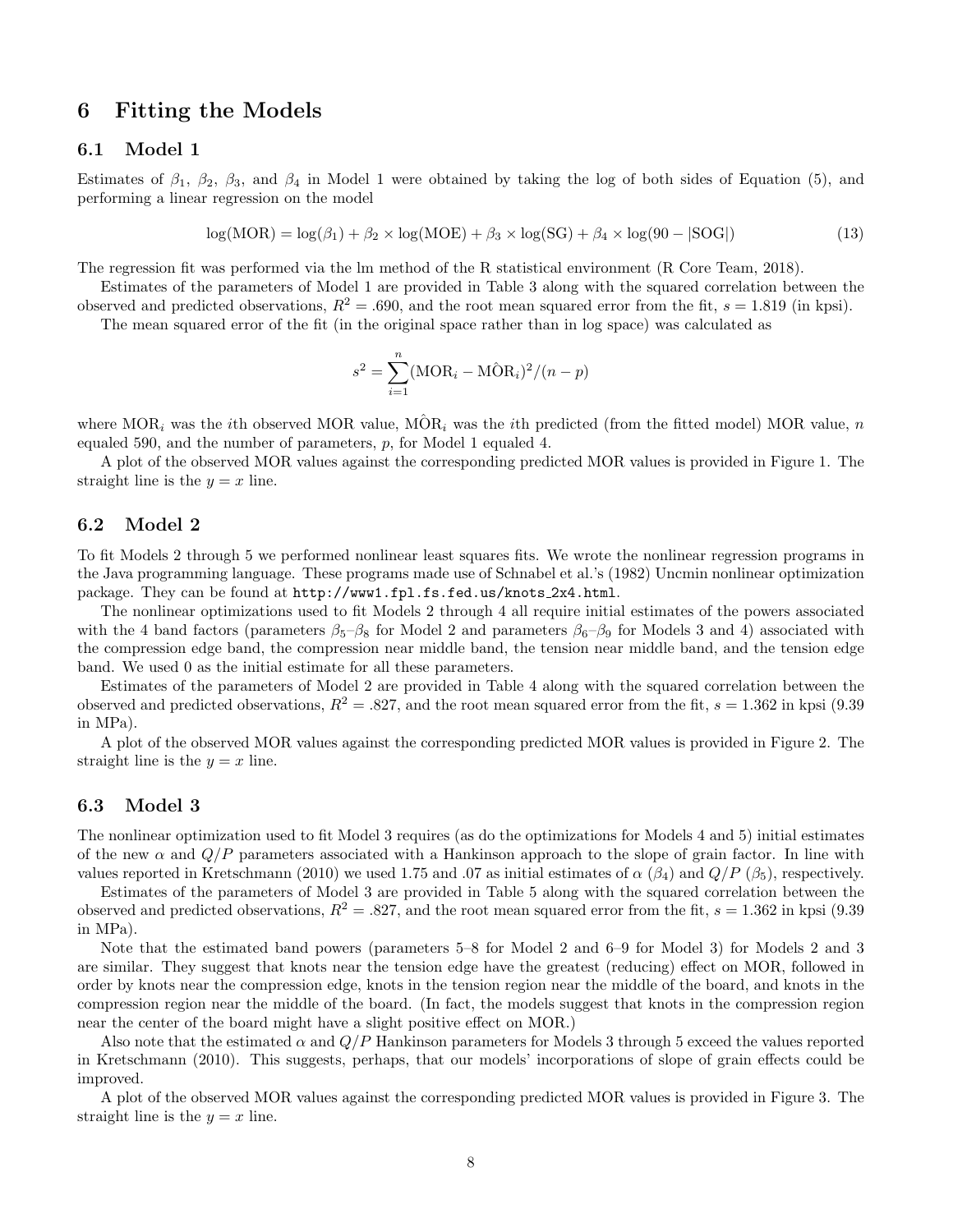# 6 Fitting the Models

## 6.1 Model 1

Estimates of $\beta_1$, $\beta_2$, $\beta_3$, and $\beta_4$ in Model 1 were obtained by taking the log of both sides of Equation (5), and performing a linear regression on the model

$$\log(\text{MOR}) = \log(\beta_1) + \beta_2 \times \log(\text{MOE}) + \beta_3 \times \log(\text{SG}) + \beta_4 \times \log(90 - |\text{SOG}|) \tag{13}$$

The regression fit was performed via the lm method of the R statistical environment (R Core Team, 2018).

Estimates of the parameters of Model 1 are provided in Table 3 along with the squared correlation between the observed and predicted observations, $R^2 = .690$, and the root mean squared error from the fit, $s = 1.819$ (in kpsi).

The mean squared error of the fit (in the original space rather than in log space) was calculated as

$$s^2 = \sum_{i=1}^{n} (\text{MOR}_i - \hat{\text{MOR}}_i)^2/(n - p)$$

where $\text{MOR}_i$ was the $i$th observed MOR value, $\hat{\text{MOR}}_i$ was the $i$th predicted (from the fitted model) MOR value, $n$ equaled 590, and the number of parameters, $p$, for Model 1 equaled 4.

A plot of the observed MOR values against the corresponding predicted MOR values is provided in Figure 1. The straight line is the $y = x$ line.

## 6.2 Model 2

To fit Models 2 through 5 we performed nonlinear least squares fits. We wrote the nonlinear regression programs in the Java programming language. These programs made use of Schnabel et al.'s (1982) Uncmin nonlinear optimization package. They can be found at http://www1.fpl.fs.fed.us/knots_2x4.html.

The nonlinear optimizations used to fit Models 2 through 4 all require initial estimates of the powers associated with the 4 band factors (parameters $\beta_5$–$\beta_8$ for Model 2 and parameters $\beta_6$–$\beta_9$ for Models 3 and 4) associated with the compression edge band, the compression near middle band, the tension near middle band, and the tension edge band. We used 0 as the initial estimate for all these parameters.

Estimates of the parameters of Model 2 are provided in Table 4 along with the squared correlation between the observed and predicted observations, $R^2 = .827$, and the root mean squared error from the fit, $s = 1.362$ in kpsi (9.39 in MPa).

A plot of the observed MOR values against the corresponding predicted MOR values is provided in Figure 2. The straight line is the $y = x$ line.

## 6.3 Model 3

The nonlinear optimization used to fit Model 3 requires (as do the optimizations for Models 4 and 5) initial estimates of the new $\alpha$ and $Q/P$ parameters associated with a Hankinson approach to the slope of grain factor. In line with values reported in Kretschmann (2010) we used 1.75 and .07 as initial estimates of $\alpha$ ($\beta_4$) and $Q/P$ ($\beta_5$), respectively.

Estimates of the parameters of Model 3 are provided in Table 5 along with the squared correlation between the observed and predicted observations, $R^2 = .827$, and the root mean squared error from the fit, $s = 1.362$ in kpsi (9.39 in MPa).

Note that the estimated band powers (parameters 5–8 for Model 2 and 6–9 for Model 3) for Models 2 and 3 are similar. They suggest that knots near the tension edge have the greatest (reducing) effect on MOR, followed in order by knots near the compression edge, knots in the tension region near the middle of the board, and knots in the compression region near the middle of the board. (In fact, the models suggest that knots in the compression region near the center of the board might have a slight positive effect on MOR.)

Also note that the estimated $\alpha$ and $Q/P$ Hankinson parameters for Models 3 through 5 exceed the values reported in Kretschmann (2010). This suggests, perhaps, that our models' incorporations of slope of grain effects could be improved.

A plot of the observed MOR values against the corresponding predicted MOR values is provided in Figure 3. The straight line is the $y = x$ line.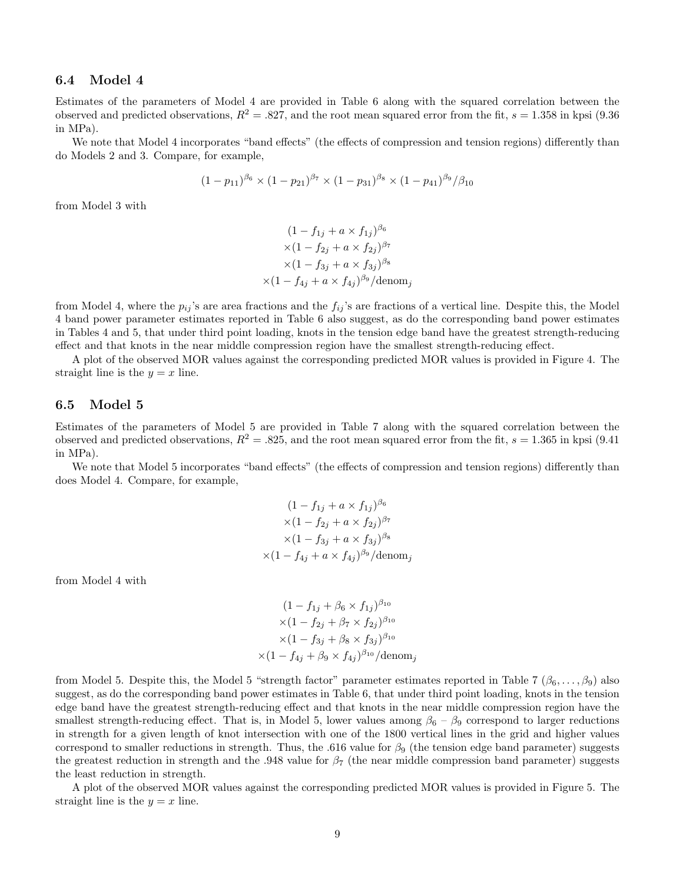## 6.4 Model 4

Estimates of the parameters of Model 4 are provided in Table 6 along with the squared correlation between the observed and predicted observations, $R^2 = .827$, and the root mean squared error from the fit, $s = 1.358$ in kpsi (9.36 in MPa).

We note that Model 4 incorporates "band effects" (the effects of compression and tension regions) differently than do Models 2 and 3. Compare, for example,

$$(1 - p_{11})^{\beta_6} \times (1 - p_{21})^{\beta_7} \times (1 - p_{31})^{\beta_8} \times (1 - p_{41})^{\beta_9} / \beta_{10}$$

from Model 3 with

$$\begin{gathered}(1 - f_{1j} + a \times f_{1j})^{\beta_6} \\ \times (1 - f_{2j} + a \times f_{2j})^{\beta_7} \\ \times (1 - f_{3j} + a \times f_{3j})^{\beta_8} \\ \times (1 - f_{4j} + a \times f_{4j})^{\beta_9} / \text{denom}_j\end{gathered}$$

from Model 4, where the $p_{ij}$'s are area fractions and the $f_{ij}$'s are fractions of a vertical line. Despite this, the Model 4 band power parameter estimates reported in Table 6 also suggest, as do the corresponding band power estimates in Tables 4 and 5, that under third point loading, knots in the tension edge band have the greatest strength-reducing effect and that knots in the near middle compression region have the smallest strength-reducing effect.

A plot of the observed MOR values against the corresponding predicted MOR values is provided in Figure 4. The straight line is the $y = x$ line.

## 6.5 Model 5

Estimates of the parameters of Model 5 are provided in Table 7 along with the squared correlation between the observed and predicted observations, $R^2 = .825$, and the root mean squared error from the fit, $s = 1.365$ in kpsi (9.41 in MPa).

We note that Model 5 incorporates "band effects" (the effects of compression and tension regions) differently than does Model 4. Compare, for example,

$$\begin{gathered}(1 - f_{1j} + a \times f_{1j})^{\beta_6} \\ \times (1 - f_{2j} + a \times f_{2j})^{\beta_7} \\ \times (1 - f_{3j} + a \times f_{3j})^{\beta_8} \\ \times (1 - f_{4j} + a \times f_{4j})^{\beta_9} / \text{denom}_j\end{gathered}$$

from Model 4 with

$$\begin{gathered}(1 - f_{1j} + \beta_6 \times f_{1j})^{\beta_{10}} \\ \times (1 - f_{2j} + \beta_7 \times f_{2j})^{\beta_{10}} \\ \times (1 - f_{3j} + \beta_8 \times f_{3j})^{\beta_{10}} \\ \times (1 - f_{4j} + \beta_9 \times f_{4j})^{\beta_{10}} / \text{denom}_j\end{gathered}$$

from Model 5. Despite this, the Model 5 "strength factor" parameter estimates reported in Table 7 ($\beta_6, \ldots, \beta_9$) also suggest, as do the corresponding band power estimates in Table 6, that under third point loading, knots in the tension edge band have the greatest strength-reducing effect and that knots in the near middle compression region have the smallest strength-reducing effect. That is, in Model 5, lower values among $\beta_6$ – $\beta_9$ correspond to larger reductions in strength for a given length of knot intersection with one of the 1800 vertical lines in the grid and higher values correspond to smaller reductions in strength. Thus, the .616 value for $\beta_9$ (the tension edge band parameter) suggests the greatest reduction in strength and the .948 value for $\beta_7$ (the near middle compression band parameter) suggests the least reduction in strength.

A plot of the observed MOR values against the corresponding predicted MOR values is provided in Figure 5. The straight line is the $y = x$ line.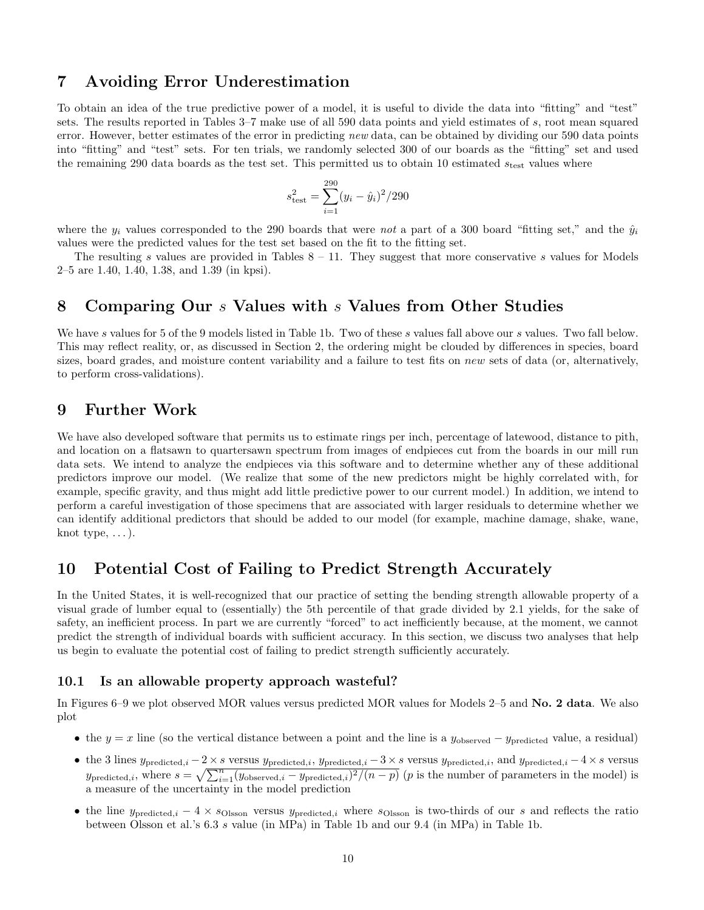# 7 Avoiding Error Underestimation

To obtain an idea of the true predictive power of a model, it is useful to divide the data into "fitting" and "test" sets. The results reported in Tables 3–7 make use of all 590 data points and yield estimates of $s$, root mean squared error. However, better estimates of the error in predicting *new* data, can be obtained by dividing our 590 data points into "fitting" and "test" sets. For ten trials, we randomly selected 300 of our boards as the "fitting" set and used the remaining 290 data boards as the test set. This permitted us to obtain 10 estimated $s_{\text{test}}$ values where

$$s^2_{\text{test}} = \sum_{i=1}^{290} (y_i - \hat{y}_i)^2 / 290$$

where the $y_i$ values corresponded to the 290 boards that were *not* a part of a 300 board "fitting set," and the $\hat{y}_i$ values were the predicted values for the test set based on the fit to the fitting set.

The resulting $s$ values are provided in Tables 8 – 11. They suggest that more conservative $s$ values for Models 2–5 are 1.40, 1.40, 1.38, and 1.39 (in kpsi).

# 8 Comparing Our $s$ Values with $s$ Values from Other Studies

We have $s$ values for 5 of the 9 models listed in Table 1b. Two of these $s$ values fall above our $s$ values. Two fall below. This may reflect reality, or, as discussed in Section 2, the ordering might be clouded by differences in species, board sizes, board grades, and moisture content variability and a failure to test fits on *new* sets of data (or, alternatively, to perform cross-validations).

# 9 Further Work

We have also developed software that permits us to estimate rings per inch, percentage of latewood, distance to pith, and location on a flatsawn to quartersawn spectrum from images of endpieces cut from the boards in our mill run data sets. We intend to analyze the endpieces via this software and to determine whether any of these additional predictors improve our model. (We realize that some of the new predictors might be highly correlated with, for example, specific gravity, and thus might add little predictive power to our current model.) In addition, we intend to perform a careful investigation of those specimens that are associated with larger residuals to determine whether we can identify additional predictors that should be added to our model (for example, machine damage, shake, wane, knot type, ...).

# 10 Potential Cost of Failing to Predict Strength Accurately

In the United States, it is well-recognized that our practice of setting the bending strength allowable property of a visual grade of lumber equal to (essentially) the 5th percentile of that grade divided by 2.1 yields, for the sake of safety, an inefficient process. In part we are currently "forced" to act inefficiently because, at the moment, we cannot predict the strength of individual boards with sufficient accuracy. In this section, we discuss two analyses that help us begin to evaluate the potential cost of failing to predict strength sufficiently accurately.

## 10.1 Is an allowable property approach wasteful?

In Figures 6–9 we plot observed MOR values versus predicted MOR values for Models 2–5 and **No. 2 data**. We also plot

- the $y = x$ line (so the vertical distance between a point and the line is a $y_{\text{observed}} - y_{\text{predicted}}$ value, a residual)
- the 3 lines $y_{\text{predicted},i} - 2 \times s$ versus $y_{\text{predicted},i}$, $y_{\text{predicted},i} - 3 \times s$ versus $y_{\text{predicted},i}$, and $y_{\text{predicted},i} - 4 \times s$ versus $y_{\text{predicted},i}$, where $s = \sqrt{\sum_{i=1}^{n} (y_{\text{observed},i} - y_{\text{predicted},i})^2 / (n - p)}$ ($p$ is the number of parameters in the model) is a measure of the uncertainty in the model prediction
- the line $y_{\text{predicted},i} - 4 \times s_{\text{Olsson}}$ versus $y_{\text{predicted},i}$ where $s_{\text{Olsson}}$ is two-thirds of our $s$ and reflects the ratio between Olsson et al.'s 6.3 $s$ value (in MPa) in Table 1b and our 9.4 (in MPa) in Table 1b.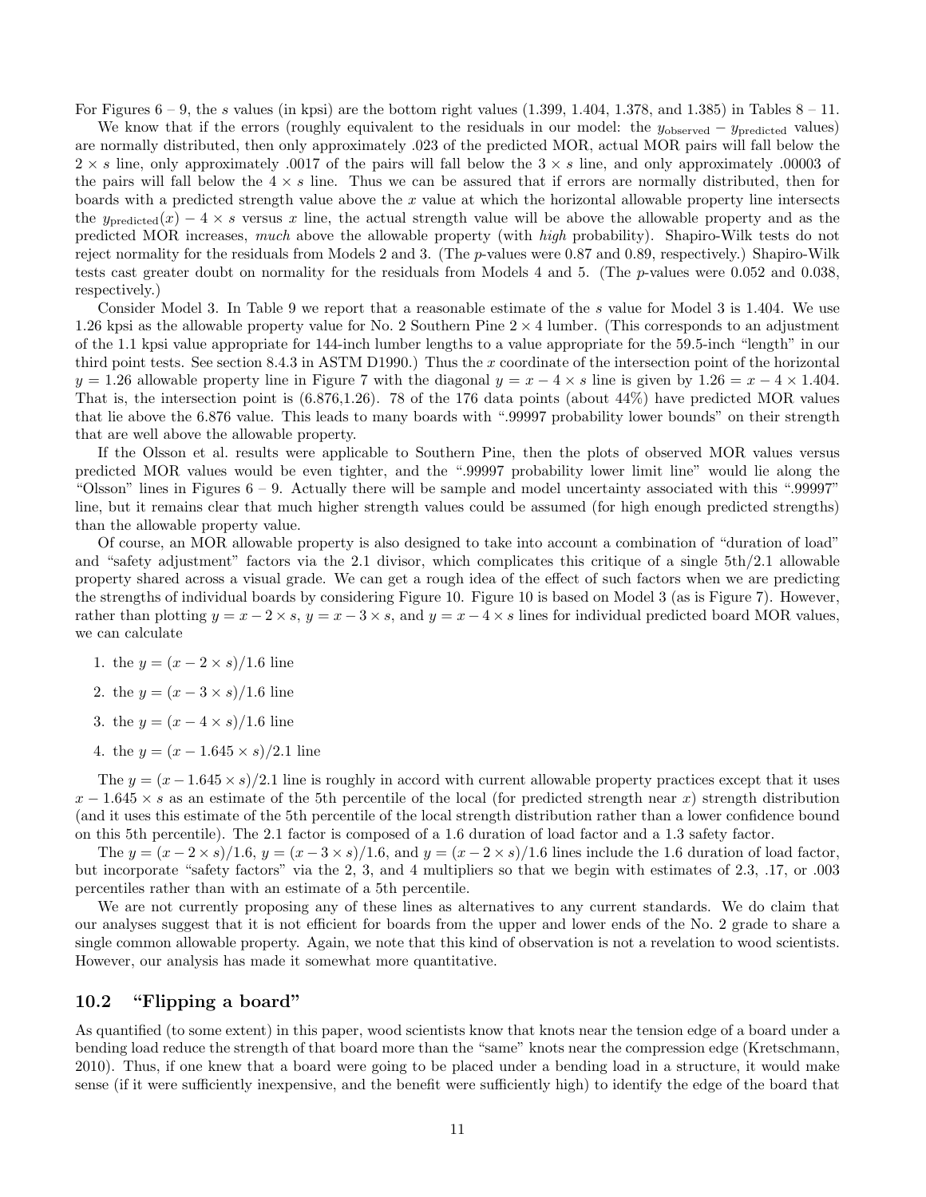For Figures 6 – 9, the $s$ values (in kpsi) are the bottom right values (1.399, 1.404, 1.378, and 1.385) in Tables 8 – 11.

We know that if the errors (roughly equivalent to the residuals in our model: the $y_{\text{observed}} - y_{\text{predicted}}$ values) are normally distributed, then only approximately .023 of the predicted MOR, actual MOR pairs will fall below the $2 \times s$ line, only approximately .0017 of the pairs will fall below the $3 \times s$ line, and only approximately .00003 of the pairs will fall below the $4 \times s$ line. Thus we can be assured that if errors are normally distributed, then for boards with a predicted strength value above the $x$ value at which the horizontal allowable property line intersects the $y_{\text{predicted}}(x) - 4 \times s$ versus $x$ line, the actual strength value will be above the allowable property and as the predicted MOR increases, *much* above the allowable property (with *high* probability). Shapiro-Wilk tests do not reject normality for the residuals from Models 2 and 3. (The $p$-values were 0.87 and 0.89, respectively.) Shapiro-Wilk tests cast greater doubt on normality for the residuals from Models 4 and 5. (The $p$-values were 0.052 and 0.038, respectively.)

Consider Model 3. In Table 9 we report that a reasonable estimate of the $s$ value for Model 3 is 1.404. We use 1.26 kpsi as the allowable property value for No. 2 Southern Pine $2 \times 4$ lumber. (This corresponds to an adjustment of the 1.1 kpsi value appropriate for 144-inch lumber lengths to a value appropriate for the 59.5-inch "length" in our third point tests. See section 8.4.3 in ASTM D1990.) Thus the $x$ coordinate of the intersection point of the horizontal $y = 1.26$ allowable property line in Figure 7 with the diagonal $y = x - 4 \times s$ line is given by $1.26 = x - 4 \times 1.404$. That is, the intersection point is (6.876,1.26). 78 of the 176 data points (about 44%) have predicted MOR values that lie above the 6.876 value. This leads to many boards with ".99997 probability lower bounds" on their strength that are well above the allowable property.

If the Olsson et al. results were applicable to Southern Pine, then the plots of observed MOR values versus predicted MOR values would be even tighter, and the ".99997 probability lower limit line" would lie along the "Olsson" lines in Figures 6 – 9. Actually there will be sample and model uncertainty associated with this ".99997" line, but it remains clear that much higher strength values could be assumed (for high enough predicted strengths) than the allowable property value.

Of course, an MOR allowable property is also designed to take into account a combination of "duration of load" and "safety adjustment" factors via the 2.1 divisor, which complicates this critique of a single 5th/2.1 allowable property shared across a visual grade. We can get a rough idea of the effect of such factors when we are predicting the strengths of individual boards by considering Figure 10. Figure 10 is based on Model 3 (as is Figure 7). However, rather than plotting $y = x - 2 \times s$, $y = x - 3 \times s$, and $y = x - 4 \times s$ lines for individual predicted board MOR values, we can calculate

1. the $y = (x - 2 \times s)/1.6$ line
2. the $y = (x - 3 \times s)/1.6$ line
3. the $y = (x - 4 \times s)/1.6$ line
4. the $y = (x - 1.645 \times s)/2.1$ line

The $y = (x - 1.645 \times s)/2.1$ line is roughly in accord with current allowable property practices except that it uses $x - 1.645 \times s$ as an estimate of the 5th percentile of the local (for predicted strength near $x$) strength distribution (and it uses this estimate of the 5th percentile of the local strength distribution rather than a lower confidence bound on this 5th percentile). The 2.1 factor is composed of a 1.6 duration of load factor and a 1.3 safety factor.

The $y = (x - 2 \times s)/1.6$, $y = (x - 3 \times s)/1.6$, and $y = (x - 2 \times s)/1.6$ lines include the 1.6 duration of load factor, but incorporate "safety factors" via the 2, 3, and 4 multipliers so that we begin with estimates of 2.3, .17, or .003 percentiles rather than with an estimate of a 5th percentile.

We are not currently proposing any of these lines as alternatives to any current standards. We do claim that our analyses suggest that it is not efficient for boards from the upper and lower ends of the No. 2 grade to share a single common allowable property. Again, we note that this kind of observation is not a revelation to wood scientists. However, our analysis has made it somewhat more quantitative.

## 10.2 "Flipping a board"

As quantified (to some extent) in this paper, wood scientists know that knots near the tension edge of a board under a bending load reduce the strength of that board more than the "same" knots near the compression edge (Kretschmann, 2010). Thus, if one knew that a board were going to be placed under a bending load in a structure, it would make sense (if it were sufficiently inexpensive, and the benefit were sufficiently high) to identify the edge of the board that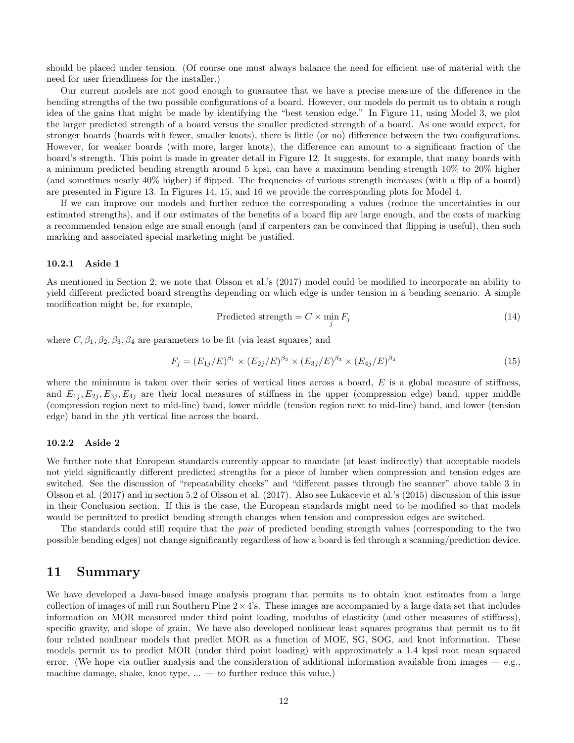should be placed under tension. (Of course one must always balance the need for efficient use of material with the need for user friendliness for the installer.)

Our current models are not good enough to guarantee that we have a precise measure of the difference in the bending strengths of the two possible configurations of a board. However, our models do permit us to obtain a rough idea of the gains that might be made by identifying the "best tension edge." In Figure 11, using Model 3, we plot the larger predicted strength of a board versus the smaller predicted strength of a board. As one would expect, for stronger boards (boards with fewer, smaller knots), there is little (or no) difference between the two configurations. However, for weaker boards (with more, larger knots), the difference can amount to a significant fraction of the board's strength. This point is made in greater detail in Figure 12. It suggests, for example, that many boards with a minimum predicted bending strength around 5 kpsi, can have a maximum bending strength 10% to 20% higher (and sometimes nearly 40% higher) if flipped. The frequencies of various strength increases (with a flip of a board) are presented in Figure 13. In Figures 14, 15, and 16 we provide the corresponding plots for Model 4.

If we can improve our models and further reduce the corresponding $s$ values (reduce the uncertainties in our estimated strengths), and if our estimates of the benefits of a board flip are large enough, and the costs of marking a recommended tension edge are small enough (and if carpenters can be convinced that flipping is useful), then such marking and associated special marketing might be justified.

#### 10.2.1 Aside 1

As mentioned in Section 2, we note that Olsson et al.'s (2017) model could be modified to incorporate an ability to yield different predicted board strengths depending on which edge is under tension in a bending scenario. A simple modification might be, for example,

$$\text{Predicted strength} = C \times \min_j F_j \tag{14}$$

where $C, \beta_1, \beta_2, \beta_3, \beta_4$ are parameters to be fit (via least squares) and

$$F_j = (E_{1j}/E)^{\beta_1} \times (E_{2j}/E)^{\beta_2} \times (E_{3j}/E)^{\beta_3} \times (E_{4j}/E)^{\beta_4} \tag{15}$$

where the minimum is taken over their series of vertical lines across a board, $E$ is a global measure of stiffness, and $E_{1j}, E_{2j}, E_{3j}, E_{4j}$ are their local measures of stiffness in the upper (compression edge) band, upper middle (compression region next to mid-line) band, lower middle (tension region next to mid-line) band, and lower (tension edge) band in the $j$th vertical line across the board.

#### 10.2.2 Aside 2

We further note that European standards currently appear to mandate (at least indirectly) that acceptable models not yield significantly different predicted strengths for a piece of lumber when compression and tension edges are switched. See the discussion of "repeatability checks" and "different passes through the scanner" above table 3 in Olsson et al. (2017) and in section 5.2 of Olsson et al. (2017). Also see Lukacevic et al.'s (2015) discussion of this issue in their Conclusion section. If this is the case, the European standards might need to be modified so that models would be permitted to predict bending strength changes when tension and compression edges are switched.

The standards could still require that the *pair* of predicted bending strength values (corresponding to the two possible bending edges) not change significantly regardless of how a board is fed through a scanning/prediction device.

## 11 Summary

We have developed a Java-based image analysis program that permits us to obtain knot estimates from a large collection of images of mill run Southern Pine $2 \times 4$'s. These images are accompanied by a large data set that includes information on MOR measured under third point loading, modulus of elasticity (and other measures of stiffness), specific gravity, and slope of grain. We have also developed nonlinear least squares programs that permit us to fit four related nonlinear models that predict MOR as a function of MOE, SG, SOG, and knot information. These models permit us to predict MOR (under third point loading) with approximately a 1.4 kpsi root mean squared error. (We hope via outlier analysis and the consideration of additional information available from images — e.g., machine damage, shake, knot type, ... — to further reduce this value.)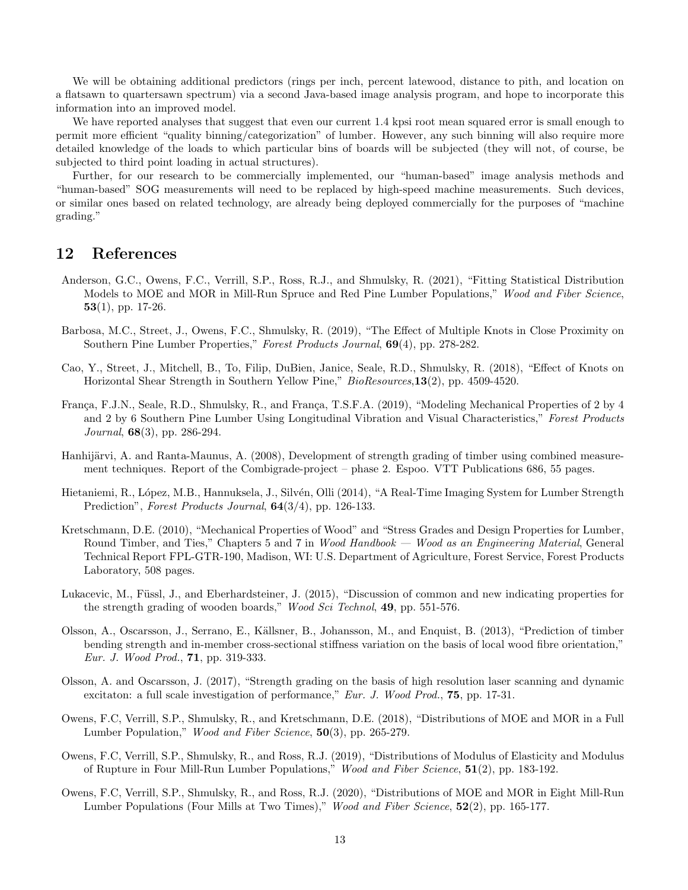We will be obtaining additional predictors (rings per inch, percent latewood, distance to pith, and location on a flatsawn to quartersawn spectrum) via a second Java-based image analysis program, and hope to incorporate this information into an improved model.

We have reported analyses that suggest that even our current 1.4 kpsi root mean squared error is small enough to permit more efficient "quality binning/categorization" of lumber. However, any such binning will also require more detailed knowledge of the loads to which particular bins of boards will be subjected (they will not, of course, be subjected to third point loading in actual structures).

Further, for our research to be commercially implemented, our "human-based" image analysis methods and "human-based" SOG measurements will need to be replaced by high-speed machine measurements. Such devices, or similar ones based on related technology, are already being deployed commercially for the purposes of "machine grading."

## 12 References

Anderson, G.C., Owens, F.C., Verrill, S.P., Ross, R.J., and Shmulsky, R. (2021), "Fitting Statistical Distribution Models to MOE and MOR in Mill-Run Spruce and Red Pine Lumber Populations," *Wood and Fiber Science*, **53**(1), pp. 17-26.

Barbosa, M.C., Street, J., Owens, F.C., Shmulsky, R. (2019), "The Effect of Multiple Knots in Close Proximity on Southern Pine Lumber Properties," *Forest Products Journal*, **69**(4), pp. 278-282.

Cao, Y., Street, J., Mitchell, B., To, Filip, DuBien, Janice, Seale, R.D., Shmulsky, R. (2018), "Effect of Knots on Horizontal Shear Strength in Southern Yellow Pine," *BioResources*,**13**(2), pp. 4509-4520.

França, F.J.N., Seale, R.D., Shmulsky, R., and França, T.S.F.A. (2019), "Modeling Mechanical Properties of 2 by 4 and 2 by 6 Southern Pine Lumber Using Longitudinal Vibration and Visual Characteristics," *Forest Products Journal*, **68**(3), pp. 286-294.

Hanhijärvi, A. and Ranta-Maunus, A. (2008), Development of strength grading of timber using combined measurement techniques. Report of the Combigrade-project – phase 2. Espoo. VTT Publications 686, 55 pages.

Hietaniemi, R., López, M.B., Hannuksela, J., Silvén, Olli (2014), "A Real-Time Imaging System for Lumber Strength Prediction", *Forest Products Journal*, **64**(3/4), pp. 126-133.

Kretschmann, D.E. (2010), "Mechanical Properties of Wood" and "Stress Grades and Design Properties for Lumber, Round Timber, and Ties," Chapters 5 and 7 in *Wood Handbook — Wood as an Engineering Material*, General Technical Report FPL-GTR-190, Madison, WI: U.S. Department of Agriculture, Forest Service, Forest Products Laboratory, 508 pages.

Lukacevic, M., Füssl, J., and Eberhardsteiner, J. (2015), "Discussion of common and new indicating properties for the strength grading of wooden boards," *Wood Sci Technol*, **49**, pp. 551-576.

Olsson, A., Oscarsson, J., Serrano, E., Källsner, B., Johansson, M., and Enquist, B. (2013), "Prediction of timber bending strength and in-member cross-sectional stiffness variation on the basis of local wood fibre orientation," *Eur. J. Wood Prod.*, **71**, pp. 319-333.

Olsson, A. and Oscarsson, J. (2017), "Strength grading on the basis of high resolution laser scanning and dynamic excitaton: a full scale investigation of performance," *Eur. J. Wood Prod.*, **75**, pp. 17-31.

Owens, F.C, Verrill, S.P., Shmulsky, R., and Kretschmann, D.E. (2018), "Distributions of MOE and MOR in a Full Lumber Population," *Wood and Fiber Science*, **50**(3), pp. 265-279.

Owens, F.C, Verrill, S.P., Shmulsky, R., and Ross, R.J. (2019), "Distributions of Modulus of Elasticity and Modulus of Rupture in Four Mill-Run Lumber Populations," *Wood and Fiber Science*, **51**(2), pp. 183-192.

Owens, F.C, Verrill, S.P., Shmulsky, R., and Ross, R.J. (2020), "Distributions of MOE and MOR in Eight Mill-Run Lumber Populations (Four Mills at Two Times)," *Wood and Fiber Science*, **52**(2), pp. 165-177.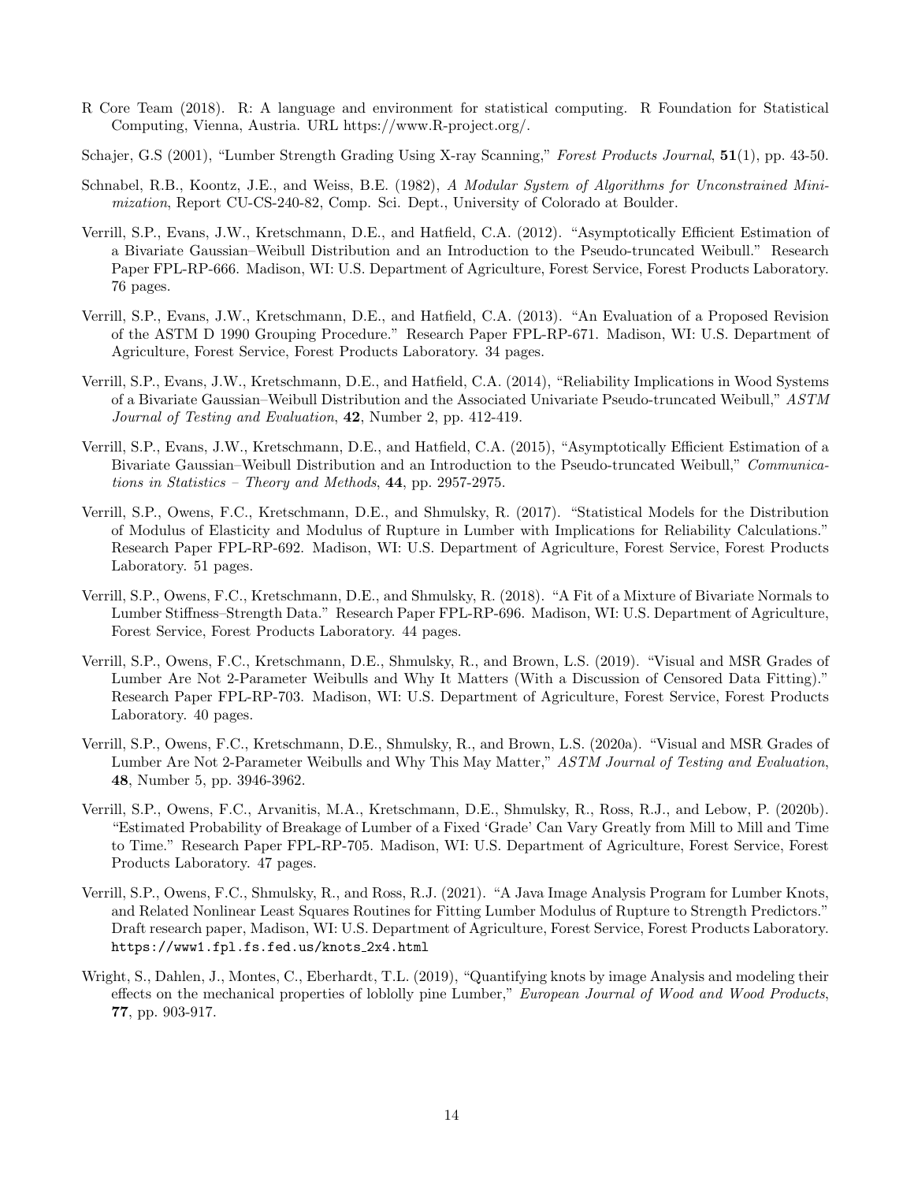R Core Team (2018). R: A language and environment for statistical computing. R Foundation for Statistical Computing, Vienna, Austria. URL https://www.R-project.org/.

Schajer, G.S (2001), "Lumber Strength Grading Using X-ray Scanning," *Forest Products Journal*, **51**(1), pp. 43-50.

Schnabel, R.B., Koontz, J.E., and Weiss, B.E. (1982), *A Modular System of Algorithms for Unconstrained Minimization*, Report CU-CS-240-82, Comp. Sci. Dept., University of Colorado at Boulder.

Verrill, S.P., Evans, J.W., Kretschmann, D.E., and Hatfield, C.A. (2012). "Asymptotically Efficient Estimation of a Bivariate Gaussian–Weibull Distribution and an Introduction to the Pseudo-truncated Weibull." Research Paper FPL-RP-666. Madison, WI: U.S. Department of Agriculture, Forest Service, Forest Products Laboratory. 76 pages.

Verrill, S.P., Evans, J.W., Kretschmann, D.E., and Hatfield, C.A. (2013). "An Evaluation of a Proposed Revision of the ASTM D 1990 Grouping Procedure." Research Paper FPL-RP-671. Madison, WI: U.S. Department of Agriculture, Forest Service, Forest Products Laboratory. 34 pages.

Verrill, S.P., Evans, J.W., Kretschmann, D.E., and Hatfield, C.A. (2014), "Reliability Implications in Wood Systems of a Bivariate Gaussian–Weibull Distribution and the Associated Univariate Pseudo-truncated Weibull," *ASTM Journal of Testing and Evaluation*, **42**, Number 2, pp. 412-419.

Verrill, S.P., Evans, J.W., Kretschmann, D.E., and Hatfield, C.A. (2015), "Asymptotically Efficient Estimation of a Bivariate Gaussian–Weibull Distribution and an Introduction to the Pseudo-truncated Weibull," *Communications in Statistics – Theory and Methods*, **44**, pp. 2957-2975.

Verrill, S.P., Owens, F.C., Kretschmann, D.E., and Shmulsky, R. (2017). "Statistical Models for the Distribution of Modulus of Elasticity and Modulus of Rupture in Lumber with Implications for Reliability Calculations." Research Paper FPL-RP-692. Madison, WI: U.S. Department of Agriculture, Forest Service, Forest Products Laboratory. 51 pages.

Verrill, S.P., Owens, F.C., Kretschmann, D.E., and Shmulsky, R. (2018). "A Fit of a Mixture of Bivariate Normals to Lumber Stiffness–Strength Data." Research Paper FPL-RP-696. Madison, WI: U.S. Department of Agriculture, Forest Service, Forest Products Laboratory. 44 pages.

Verrill, S.P., Owens, F.C., Kretschmann, D.E., Shmulsky, R., and Brown, L.S. (2019). "Visual and MSR Grades of Lumber Are Not 2-Parameter Weibulls and Why It Matters (With a Discussion of Censored Data Fitting)." Research Paper FPL-RP-703. Madison, WI: U.S. Department of Agriculture, Forest Service, Forest Products Laboratory. 40 pages.

Verrill, S.P., Owens, F.C., Kretschmann, D.E., Shmulsky, R., and Brown, L.S. (2020a). "Visual and MSR Grades of Lumber Are Not 2-Parameter Weibulls and Why This May Matter," *ASTM Journal of Testing and Evaluation*, **48**, Number 5, pp. 3946-3962.

Verrill, S.P., Owens, F.C., Arvanitis, M.A., Kretschmann, D.E., Shmulsky, R., Ross, R.J., and Lebow, P. (2020b). "Estimated Probability of Breakage of Lumber of a Fixed 'Grade' Can Vary Greatly from Mill to Mill and Time to Time." Research Paper FPL-RP-705. Madison, WI: U.S. Department of Agriculture, Forest Service, Forest Products Laboratory. 47 pages.

Verrill, S.P., Owens, F.C., Shmulsky, R., and Ross, R.J. (2021). "A Java Image Analysis Program for Lumber Knots, and Related Nonlinear Least Squares Routines for Fitting Lumber Modulus of Rupture to Strength Predictors." Draft research paper, Madison, WI: U.S. Department of Agriculture, Forest Service, Forest Products Laboratory. `https://www1.fpl.fs.fed.us/knots_2x4.html`

Wright, S., Dahlen, J., Montes, C., Eberhardt, T.L. (2019), "Quantifying knots by image Analysis and modeling their effects on the mechanical properties of loblolly pine Lumber," *European Journal of Wood and Wood Products*, **77**, pp. 903-917.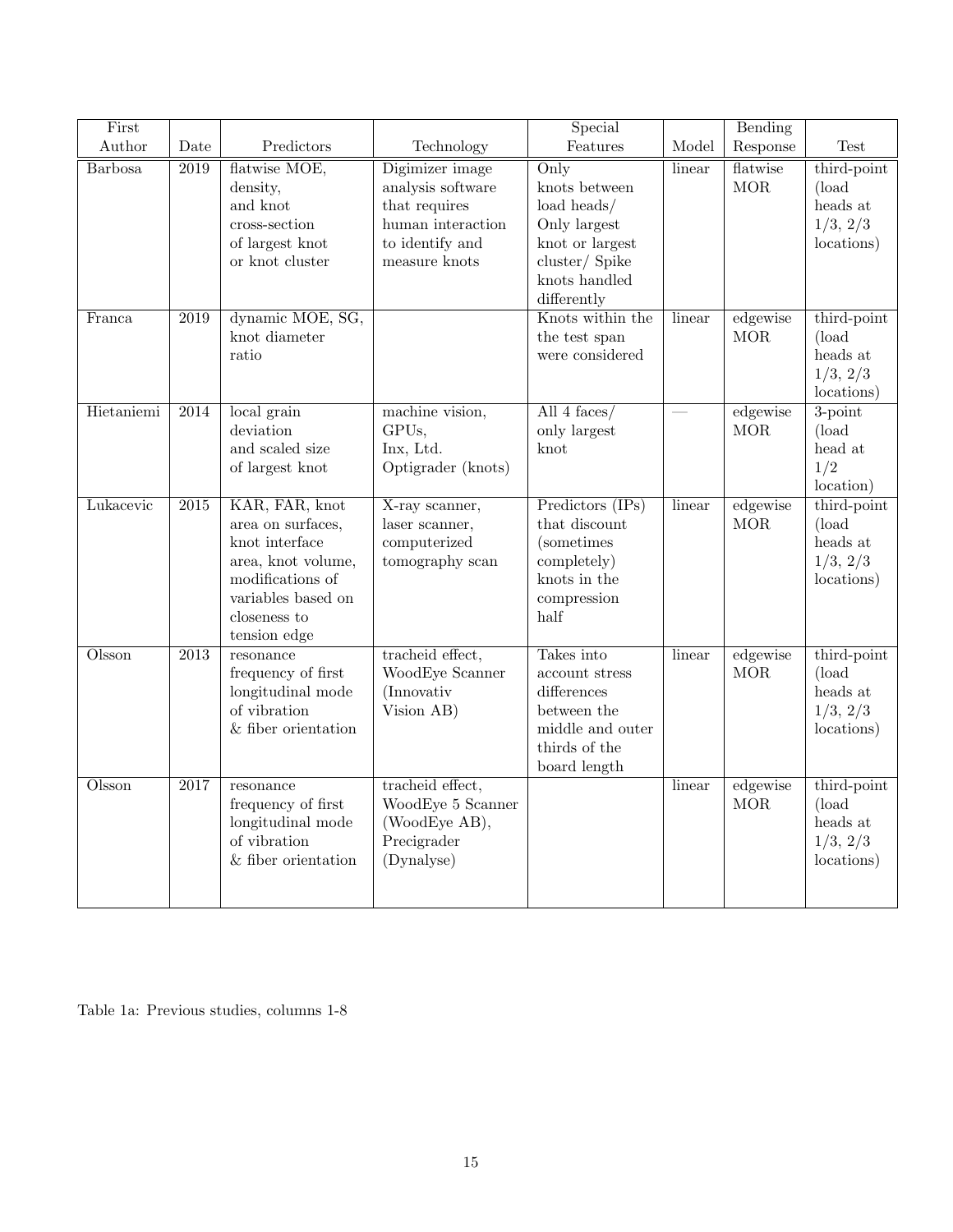| First Author | Date | Predictors | Technology | Special Features | Model | Bending Response | Test |
|---|---|---|---|---|---|---|---|
| Barbosa | 2019 | flatwise MOE, density, and knot cross-section of largest knot or knot cluster | Digimizer image analysis software that requires human interaction to identify and measure knots | Only knots between load heads/ Only largest knot or largest cluster/ Spike knots handled differently | linear | flatwise MOR | third-point (load heads at 1/3, 2/3 locations) |
| Franca | 2019 | dynamic MOE, SG, knot diameter ratio | | Knots within the the test span were considered | linear | edgewise MOR | third-point (load heads at 1/3, 2/3 locations) |
| Hietaniemi | 2014 | local grain deviation and scaled size of largest knot | machine vision, GPUs, Inx, Ltd. Optigrader (knots) | All 4 faces/ only largest knot | — | edgewise MOR | 3-point (load head at 1/2 location) |
| Lukacevic | 2015 | KAR, FAR, knot area on surfaces, knot interface area, knot volume, modifications of variables based on closeness to tension edge | X-ray scanner, laser scanner, computerized tomography scan | Predictors (IPs) that discount (sometimes completely) knots in the compression half | linear | edgewise MOR | third-point (load heads at 1/3, 2/3 locations) |
| Olsson | 2013 | resonance frequency of first longitudinal mode of vibration & fiber orientation | tracheid effect, WoodEye Scanner (Innovativ Vision AB) | Takes into account stress differences between the middle and outer thirds of the board length | linear | edgewise MOR | third-point (load heads at 1/3, 2/3 locations) |
| Olsson | 2017 | resonance frequency of first longitudinal mode of vibration & fiber orientation | tracheid effect, WoodEye 5 Scanner (WoodEye AB), Precigrader (Dynalyse) | | linear | edgewise MOR | third-point (load heads at 1/3, 2/3 locations) |

Table 1a: Previous studies, columns 1-8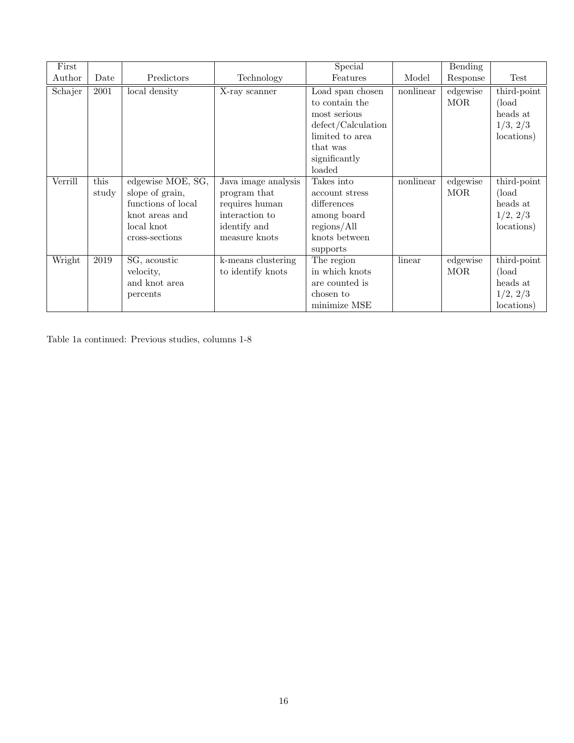| First Author | Date | Predictors | Technology | Special Features | Model | Bending Response | Test |
|---|---|---|---|---|---|---|---|
| Schajer | 2001 | local density | X-ray scanner | Load span chosen to contain the most serious defect/Calculation limited to area that was significantly loaded | nonlinear | edgewise MOR | third-point (load heads at 1/3, 2/3 locations) |
| Verrill | this study | edgewise MOE, SG, slope of grain, functions of local knot areas and local knot cross-sections | Java image analysis program that requires human interaction to identify and measure knots | Takes into account stress differences among board regions/All knots between supports | nonlinear | edgewise MOR | third-point (load heads at 1/2, 2/3 locations) |
| Wright | 2019 | SG, acoustic velocity, and knot area percents | k-means clustering to identify knots | The region in which knots are counted is chosen to minimize MSE | linear | edgewise MOR | third-point (load heads at 1/2, 2/3 locations) |

Table 1a continued: Previous studies, columns 1-8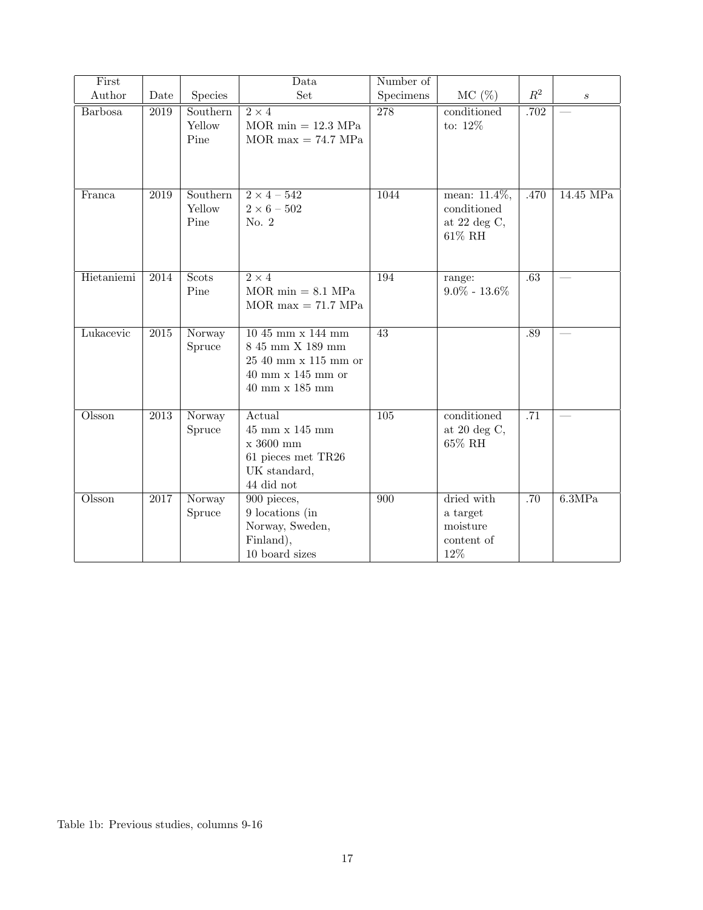| First Author | Date | Species | Data Set | Number of Specimens | MC (%) | $R^2$ | $s$ |
|---|---|---|---|---|---|---|---|
| Barbosa | 2019 | Southern Yellow Pine | $2 \times 4$<br>MOR min = 12.3 MPa<br>MOR max = 74.7 MPa | 278 | conditioned to: 12% | .702 | — |
| Franca | 2019 | Southern Yellow Pine | $2 \times 4 - 542$<br>$2 \times 6 - 502$<br>No. 2 | 1044 | mean: 11.4%, conditioned at 22 deg C, 61% RH | .470 | 14.45 MPa |
| Hietaniemi | 2014 | Scots Pine | $2 \times 4$<br>MOR min = 8.1 MPa<br>MOR max = 71.7 MPa | 194 | range: 9.0% - 13.6% | .63 | — |
| Lukacevic | 2015 | Norway Spruce | 10 45 mm x 144 mm<br>8 45 mm X 189 mm<br>25 40 mm x 115 mm or<br>40 mm x 145 mm or<br>40 mm x 185 mm | 43 | | .89 | — |
| Olsson | 2013 | Norway Spruce | Actual<br>45 mm x 145 mm<br>x 3600 mm<br>61 pieces met TR26 UK standard,<br>44 did not | 105 | conditioned at 20 deg C, 65% RH | .71 | — |
| Olsson | 2017 | Norway Spruce | 900 pieces,<br>9 locations (in Norway, Sweden, Finland),<br>10 board sizes | 900 | dried with a target moisture content of 12% | .70 | 6.3MPa |

Table 1b: Previous studies, columns 9-16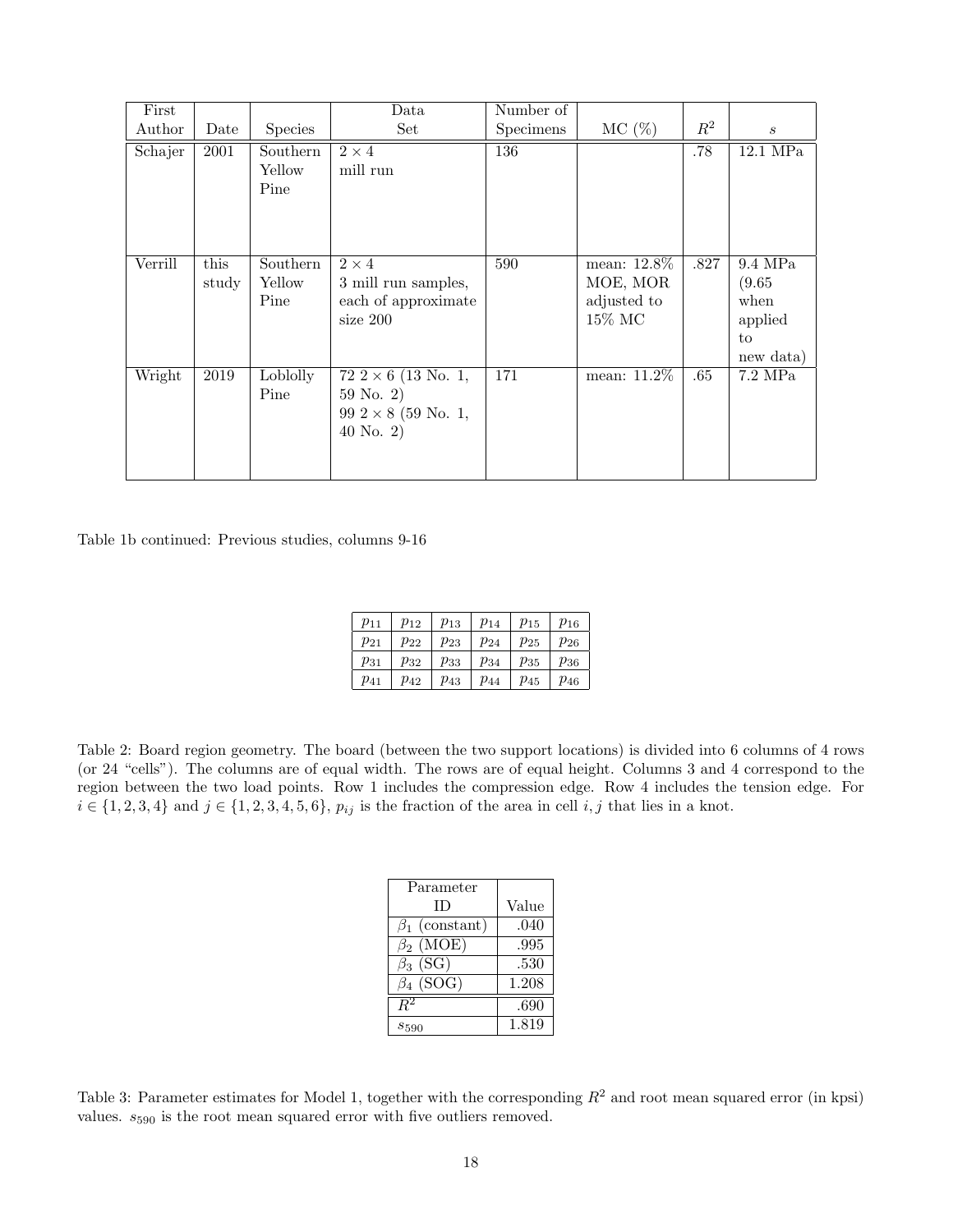| First Author | Date | Species | Data Set | Number of Specimens | MC (%) | $R^2$ | $s$ |
|---|---|---|---|---|---|---|---|
| Schajer | 2001 | Southern Yellow Pine | $2 \times 4$ mill run | 136 | | .78 | 12.1 MPa |
| Verrill | this study | Southern Yellow Pine | $2 \times 4$ 3 mill run samples, each of approximate size 200 | 590 | mean: 12.8% MOE, MOR adjusted to 15% MC | .827 | 9.4 MPa (9.65 when applied to new data) |
| Wright | 2019 | Loblolly Pine | 72 $2 \times 6$ (13 No. 1, 59 No. 2) 99 $2 \times 8$ (59 No. 1, 40 No. 2) | 171 | mean: 11.2% | .65 | 7.2 MPa |

Table 1b continued: Previous studies, columns 9-16

| | | | | | |
|---|---|---|---|---|---|
| $p_{11}$ | $p_{12}$ | $p_{13}$ | $p_{14}$ | $p_{15}$ | $p_{16}$ |
| $p_{21}$ | $p_{22}$ | $p_{23}$ | $p_{24}$ | $p_{25}$ | $p_{26}$ |
| $p_{31}$ | $p_{32}$ | $p_{33}$ | $p_{34}$ | $p_{35}$ | $p_{36}$ |
| $p_{41}$ | $p_{42}$ | $p_{43}$ | $p_{44}$ | $p_{45}$ | $p_{46}$ |

Table 2: Board region geometry. The board (between the two support locations) is divided into 6 columns of 4 rows (or 24 "cells"). The columns are of equal width. The rows are of equal height. Columns 3 and 4 correspond to the region between the two load points. Row 1 includes the compression edge. Row 4 includes the tension edge. For $i \in \{1, 2, 3, 4\}$ and $j \in \{1, 2, 3, 4, 5, 6\}$, $p_{ij}$ is the fraction of the area in cell $i, j$ that lies in a knot.

| Parameter ID | Value |
|---|---|
| $\beta_1$ (constant) | .040 |
| $\beta_2$ (MOE) | .995 |
| $\beta_3$ (SG) | .530 |
| $\beta_4$ (SOG) | 1.208 |
| $R^2$ | .690 |
| $s_{590}$ | 1.819 |

Table 3: Parameter estimates for Model 1, together with the corresponding $R^2$ and root mean squared error (in kpsi) values. $s_{590}$ is the root mean squared error with five outliers removed.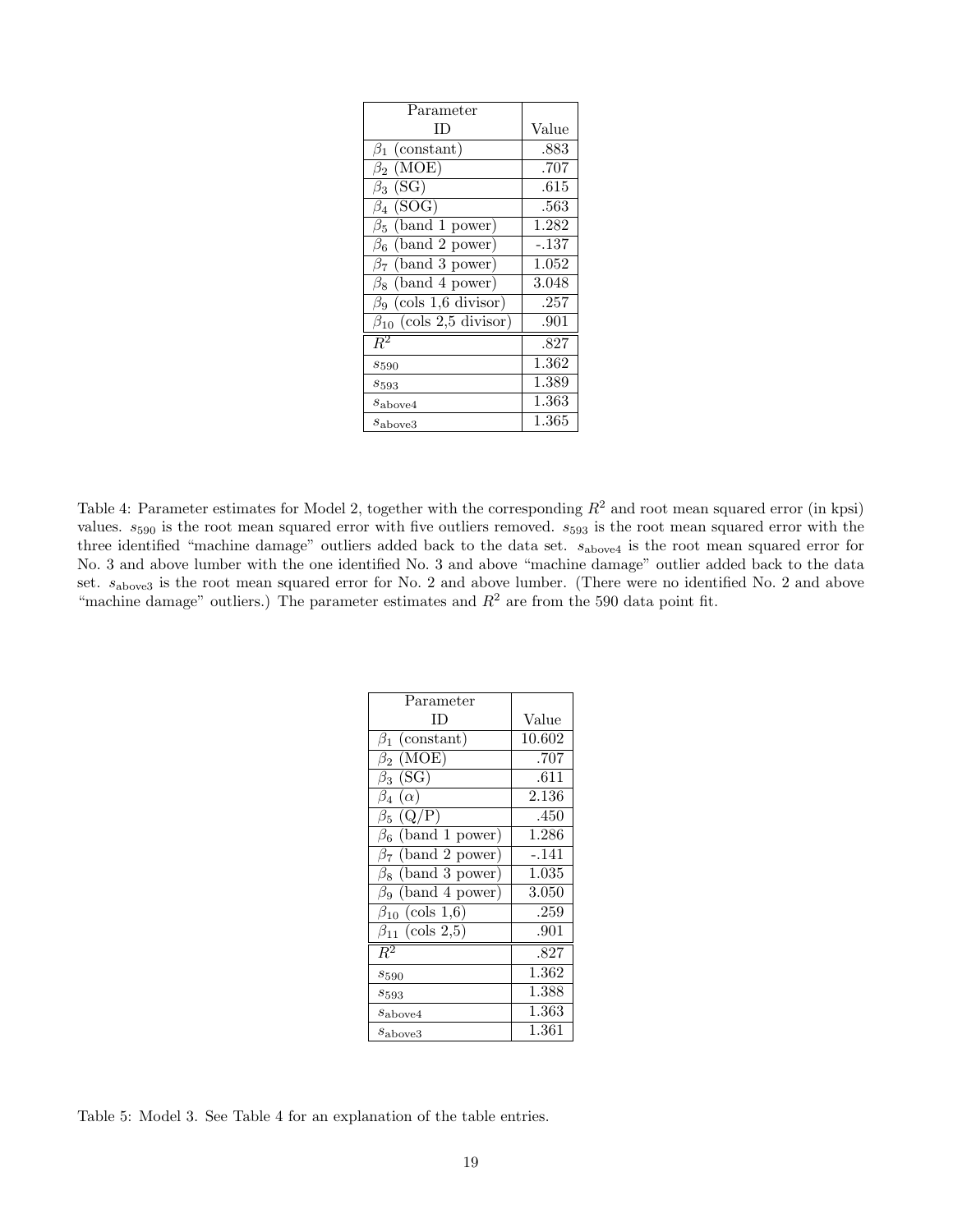| Parameter ID | Value |
|---|---|
| $\beta_1$ (constant) | .883 |
| $\beta_2$ (MOE) | .707 |
| $\beta_3$ (SG) | .615 |
| $\beta_4$ (SOG) | .563 |
| $\beta_5$ (band 1 power) | 1.282 |
| $\beta_6$ (band 2 power) | -.137 |
| $\beta_7$ (band 3 power) | 1.052 |
| $\beta_8$ (band 4 power) | 3.048 |
| $\beta_9$ (cols 1,6 divisor) | .257 |
| $\beta_{10}$ (cols 2,5 divisor) | .901 |
| $R^2$ | .827 |
| $s_{590}$ | 1.362 |
| $s_{593}$ | 1.389 |
| $s_{\text{above4}}$ | 1.363 |
| $s_{\text{above3}}$ | 1.365 |

Table 4: Parameter estimates for Model 2, together with the corresponding $R^2$ and root mean squared error (in kpsi) values. $s_{590}$ is the root mean squared error with five outliers removed. $s_{593}$ is the root mean squared error with the three identified "machine damage" outliers added back to the data set. $s_{\text{above4}}$ is the root mean squared error for No. 3 and above lumber with the one identified No. 3 and above "machine damage" outlier added back to the data set. $s_{\text{above3}}$ is the root mean squared error for No. 2 and above lumber. (There were no identified No. 2 and above "machine damage" outliers.) The parameter estimates and $R^2$ are from the 590 data point fit.

| Parameter ID | Value |
|---|---|
| $\beta_1$ (constant) | 10.602 |
| $\beta_2$ (MOE) | .707 |
| $\beta_3$ (SG) | .611 |
| $\beta_4$ ($\alpha$) | 2.136 |
| $\beta_5$ (Q/P) | .450 |
| $\beta_6$ (band 1 power) | 1.286 |
| $\beta_7$ (band 2 power) | -.141 |
| $\beta_8$ (band 3 power) | 1.035 |
| $\beta_9$ (band 4 power) | 3.050 |
| $\beta_{10}$ (cols 1,6) | .259 |
| $\beta_{11}$ (cols 2,5) | .901 |
| $R^2$ | .827 |
| $s_{590}$ | 1.362 |
| $s_{593}$ | 1.388 |
| $s_{\text{above4}}$ | 1.363 |
| $s_{\text{above3}}$ | 1.361 |

Table 5: Model 3. See Table 4 for an explanation of the table entries.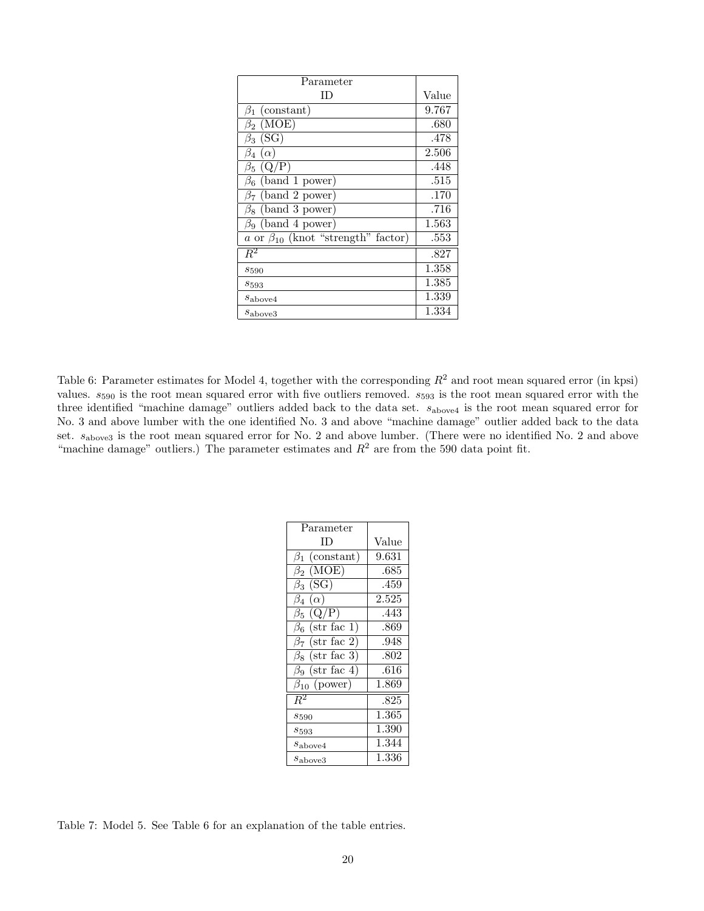| Parameter ID | Value |
|---|---|
| $\beta_1$ (constant) | 9.767 |
| $\beta_2$ (MOE) | .680 |
| $\beta_3$ (SG) | .478 |
| $\beta_4$ ($\alpha$) | 2.506 |
| $\beta_5$ (Q/P) | .448 |
| $\beta_6$ (band 1 power) | .515 |
| $\beta_7$ (band 2 power) | .170 |
| $\beta_8$ (band 3 power) | .716 |
| $\beta_9$ (band 4 power) | 1.563 |
| $a$ or $\beta_{10}$ (knot "strength" factor) | .553 |
| $R^2$ | .827 |
| $s_{590}$ | 1.358 |
| $s_{593}$ | 1.385 |
| $s_{\text{above4}}$ | 1.339 |
| $s_{\text{above3}}$ | 1.334 |

Table 6: Parameter estimates for Model 4, together with the corresponding $R^2$ and root mean squared error (in kpsi) values. $s_{590}$ is the root mean squared error with five outliers removed. $s_{593}$ is the root mean squared error with the three identified "machine damage" outliers added back to the data set. $s_{\text{above4}}$ is the root mean squared error for No. 3 and above lumber with the one identified No. 3 and above "machine damage" outlier added back to the data set. $s_{\text{above3}}$ is the root mean squared error for No. 2 and above lumber. (There were no identified No. 2 and above "machine damage" outliers.) The parameter estimates and $R^2$ are from the 590 data point fit.

| Parameter ID | Value |
|---|---|
| $\beta_1$ (constant) | 9.631 |
| $\beta_2$ (MOE) | .685 |
| $\beta_3$ (SG) | .459 |
| $\beta_4$ ($\alpha$) | 2.525 |
| $\beta_5$ (Q/P) | .443 |
| $\beta_6$ (str fac 1) | .869 |
| $\beta_7$ (str fac 2) | .948 |
| $\beta_8$ (str fac 3) | .802 |
| $\beta_9$ (str fac 4) | .616 |
| $\beta_{10}$ (power) | 1.869 |
| $R^2$ | .825 |
| $s_{590}$ | 1.365 |
| $s_{593}$ | 1.390 |
| $s_{\text{above4}}$ | 1.344 |
| $s_{\text{above3}}$ | 1.336 |

Table 7: Model 5. See Table 6 for an explanation of the table entries.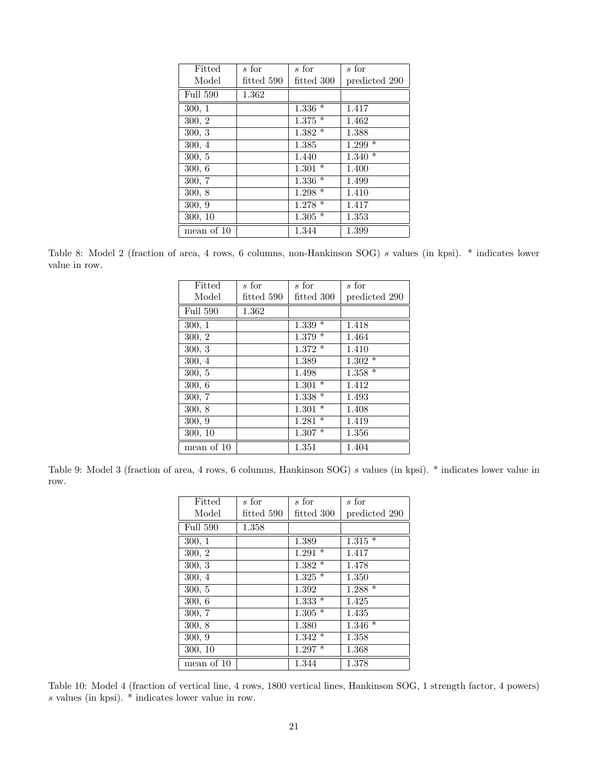| Fitted Model | $s$ for fitted 590 | $s$ for fitted 300 | $s$ for predicted 290 |
|---|---|---|---|
| Full 590 | 1.362 | | |
| 300, 1 | | 1.336 * | 1.417 |
| 300, 2 | | 1.375 * | 1.462 |
| 300, 3 | | 1.382 * | 1.388 |
| 300, 4 | | 1.385 | 1.299 * |
| 300, 5 | | 1.440 | 1.340 * |
| 300, 6 | | 1.301 * | 1.400 |
| 300, 7 | | 1.336 * | 1.499 |
| 300, 8 | | 1.298 * | 1.410 |
| 300, 9 | | 1.278 * | 1.417 |
| 300, 10 | | 1.305 * | 1.353 |
| mean of 10 | | 1.344 | 1.399 |

Table 8: Model 2 (fraction of area, 4 rows, 6 columns, non-Hankinson SOG) $s$ values (in kpsi). * indicates lower value in row.

| Fitted Model | $s$ for fitted 590 | $s$ for fitted 300 | $s$ for predicted 290 |
|---|---|---|---|
| Full 590 | 1.362 | | |
| 300, 1 | | 1.339 * | 1.418 |
| 300, 2 | | 1.379 * | 1.464 |
| 300, 3 | | 1.372 * | 1.410 |
| 300, 4 | | 1.389 | 1.302 * |
| 300, 5 | | 1.498 | 1.358 * |
| 300, 6 | | 1.301 * | 1.412 |
| 300, 7 | | 1.338 * | 1.493 |
| 300, 8 | | 1.301 * | 1.408 |
| 300, 9 | | 1.281 * | 1.419 |
| 300, 10 | | 1.307 * | 1.356 |
| mean of 10 | | 1.351 | 1.404 |

Table 9: Model 3 (fraction of area, 4 rows, 6 columns, Hankinson SOG) $s$ values (in kpsi). * indicates lower value in row.

| Fitted Model | $s$ for fitted 590 | $s$ for fitted 300 | $s$ for predicted 290 |
|---|---|---|---|
| Full 590 | 1.358 | | |
| 300, 1 | | 1.389 | 1.315 * |
| 300, 2 | | 1.291 * | 1.417 |
| 300, 3 | | 1.382 * | 1.478 |
| 300, 4 | | 1.325 * | 1.350 |
| 300, 5 | | 1.392 | 1.288 * |
| 300, 6 | | 1.333 * | 1.425 |
| 300, 7 | | 1.305 * | 1.435 |
| 300, 8 | | 1.380 | 1.346 * |
| 300, 9 | | 1.342 * | 1.358 |
| 300, 10 | | 1.297 * | 1.368 |
| mean of 10 | | 1.344 | 1.378 |

Table 10: Model 4 (fraction of vertical line, 4 rows, 1800 vertical lines, Hankinson SOG, 1 strength factor, 4 powers) $s$ values (in kpsi). * indicates lower value in row.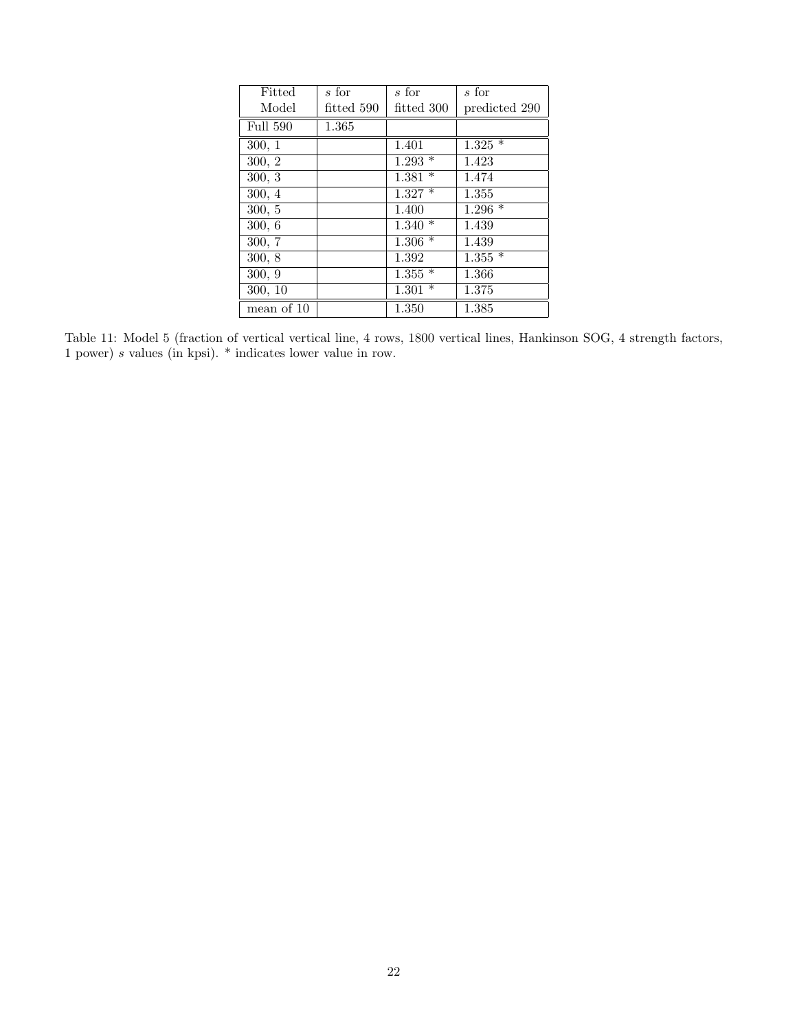| Fitted Model | $s$ for fitted 590 | $s$ for fitted 300 | $s$ for predicted 290 |
|---|---|---|---|
| Full 590 | 1.365 | | |
| 300, 1 | | 1.401 | 1.325 * |
| 300, 2 | | 1.293 * | 1.423 |
| 300, 3 | | 1.381 * | 1.474 |
| 300, 4 | | 1.327 * | 1.355 |
| 300, 5 | | 1.400 | 1.296 * |
| 300, 6 | | 1.340 * | 1.439 |
| 300, 7 | | 1.306 * | 1.439 |
| 300, 8 | | 1.392 | 1.355 * |
| 300, 9 | | 1.355 * | 1.366 |
| 300, 10 | | 1.301 * | 1.375 |
| mean of 10 | | 1.350 | 1.385 |

Table 11: Model 5 (fraction of vertical vertical line, 4 rows, 1800 vertical lines, Hankinson SOG, 4 strength factors, 1 power) $s$ values (in kpsi). * indicates lower value in row.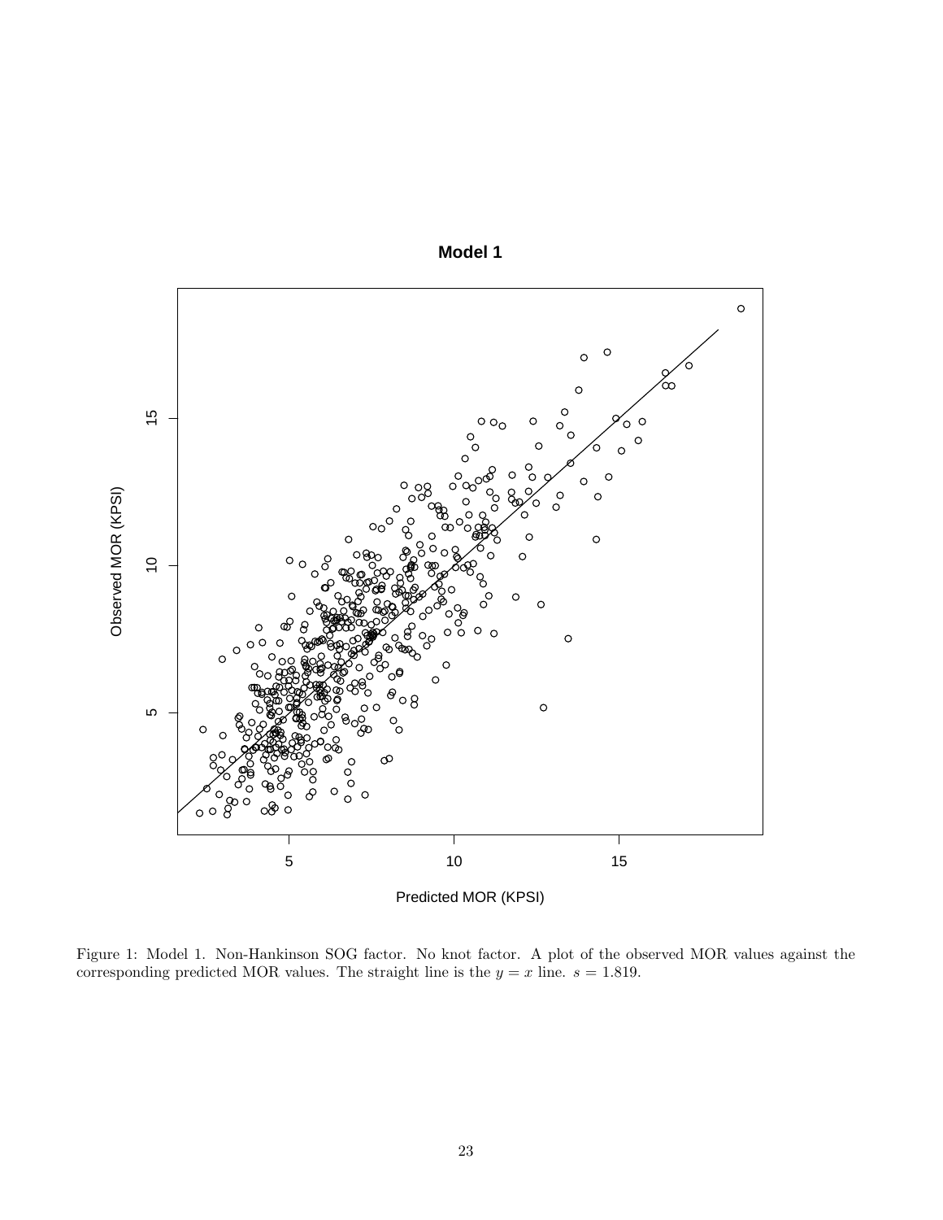Figure 1: Model 1. Non-Hankinson SOG factor. No knot factor. A plot of the observed MOR values against the corresponding predicted MOR values. The straight line is the $y = x$ line. $s = 1.819$.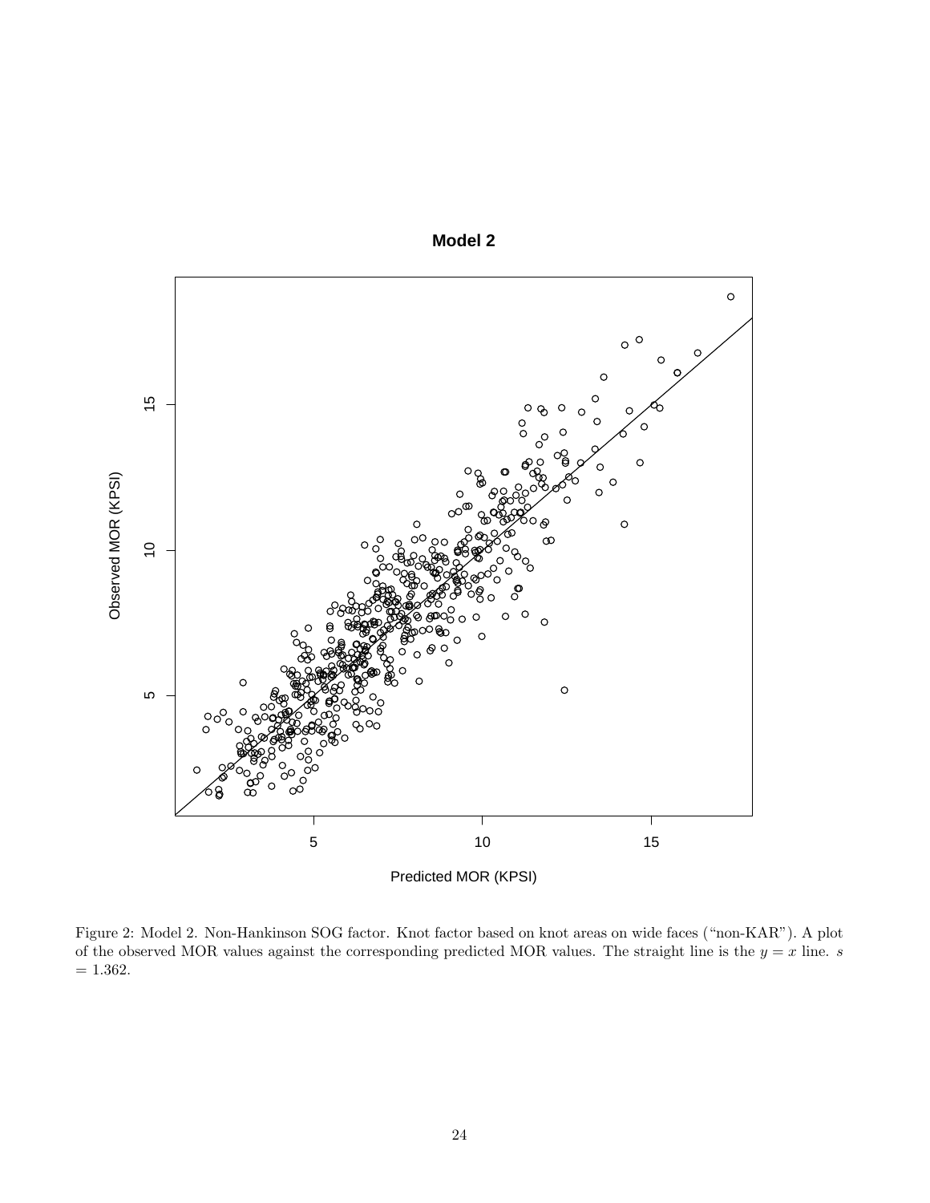Figure 2: Model 2. Non-Hankinson SOG factor. Knot factor based on knot areas on wide faces ("non-KAR"). A plot of the observed MOR values against the corresponding predicted MOR values. The straight line is the $y = x$ line. $s = 1.362$.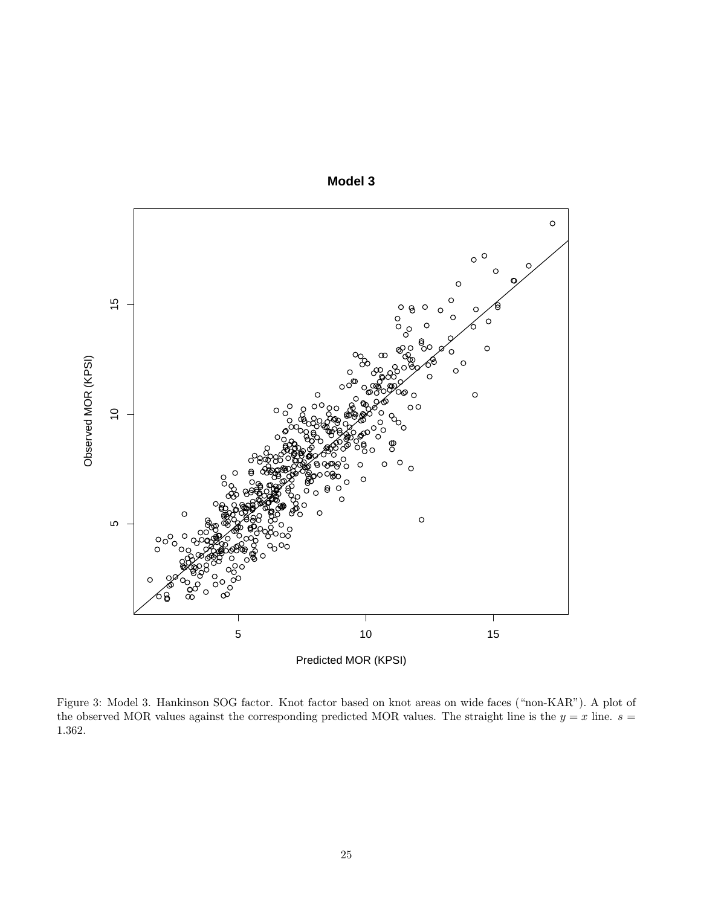Figure 3: Model 3. Hankinson SOG factor. Knot factor based on knot areas on wide faces ("non-KAR"). A plot of the observed MOR values against the corresponding predicted MOR values. The straight line is the $y = x$ line. $s = 1.362$.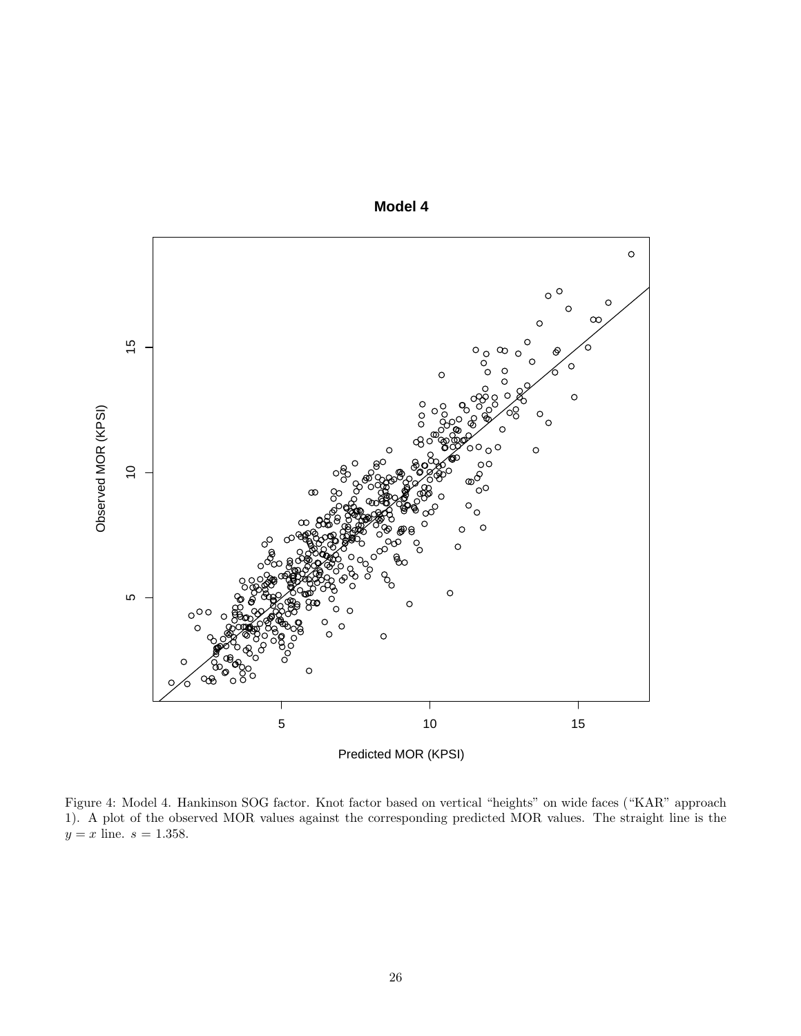Figure 4: Model 4. Hankinson SOG factor. Knot factor based on vertical "heights" on wide faces ("KAR" approach 1). A plot of the observed MOR values against the corresponding predicted MOR values. The straight line is the $y = x$ line. $s = 1.358$.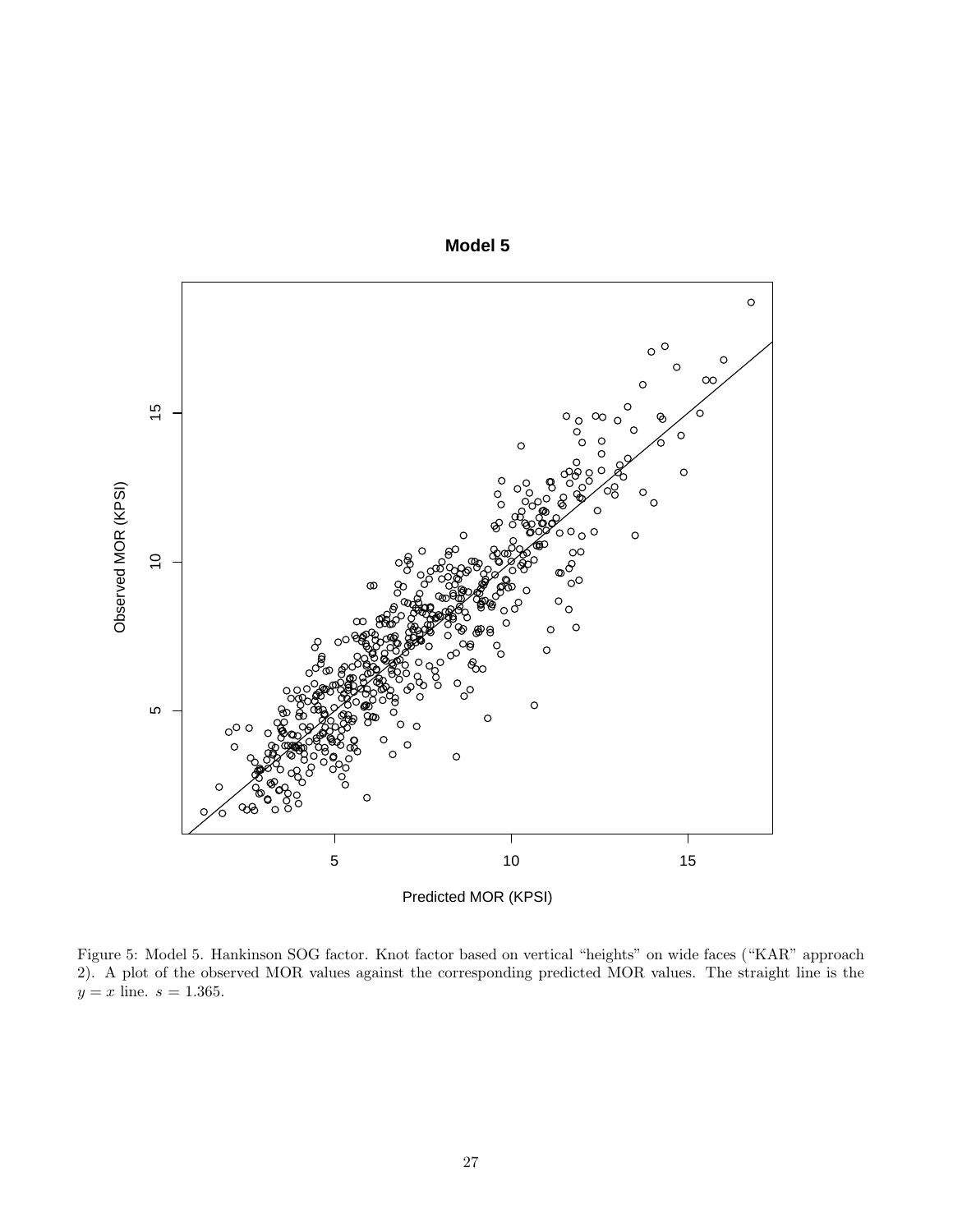Figure 5: Model 5. Hankinson SOG factor. Knot factor based on vertical "heights" on wide faces ("KAR" approach 2). A plot of the observed MOR values against the corresponding predicted MOR values. The straight line is the $y = x$ line. $s = 1.365$.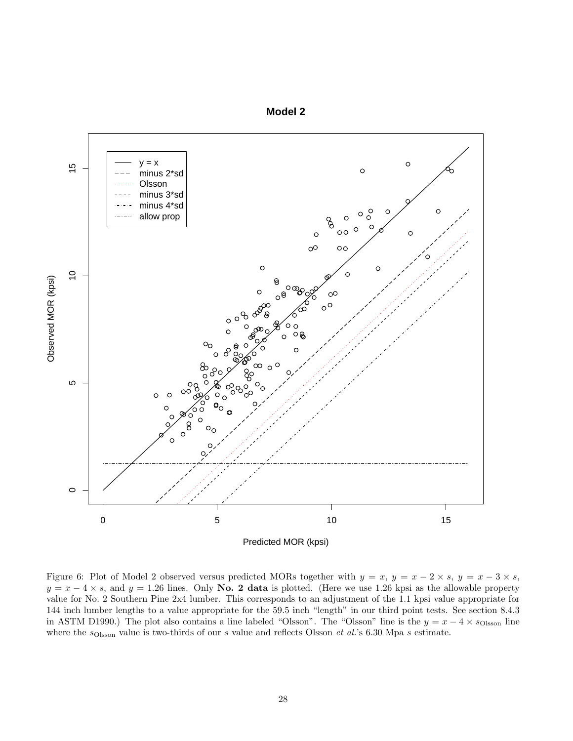Figure 6: Plot of Model 2 observed versus predicted MORs together with $y = x$, $y = x - 2 \times s$, $y = x - 3 \times s$, $y = x - 4 \times s$, and $y = 1.26$ lines. Only **No. 2 data** is plotted. (Here we use 1.26 kpsi as the allowable property value for No. 2 Southern Pine 2x4 lumber. This corresponds to an adjustment of the 1.1 kpsi value appropriate for 144 inch lumber lengths to a value appropriate for the 59.5 inch "length" in our third point tests. See section 8.4.3 in ASTM D1990.) The plot also contains a line labeled "Olsson". The "Olsson" line is the $y = x - 4 \times s_{\text{Olsson}}$ line where the $s_{\text{Olsson}}$ value is two-thirds of our $s$ value and reflects Olsson *et al.*'s 6.30 Mpa $s$ estimate.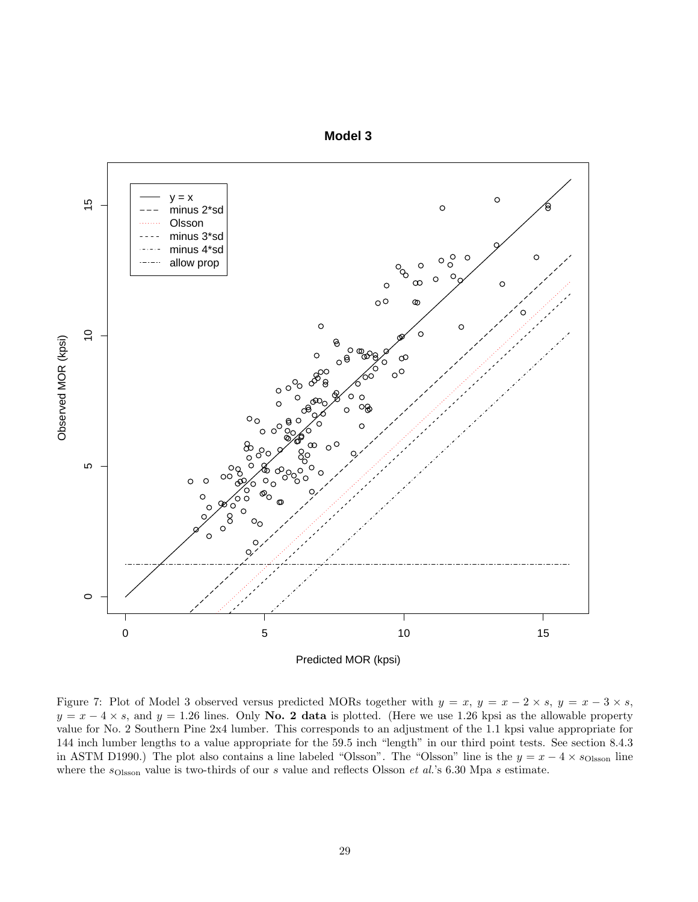Figure 7: Plot of Model 3 observed versus predicted MORs together with $y = x$, $y = x - 2 \times s$, $y = x - 3 \times s$, $y = x - 4 \times s$, and $y = 1.26$ lines. Only **No. 2 data** is plotted. (Here we use 1.26 kpsi as the allowable property value for No. 2 Southern Pine 2x4 lumber. This corresponds to an adjustment of the 1.1 kpsi value appropriate for 144 inch lumber lengths to a value appropriate for the 59.5 inch "length" in our third point tests. See section 8.4.3 in ASTM D1990.) The plot also contains a line labeled "Olsson". The "Olsson" line is the $y = x - 4 \times s_{\text{Olsson}}$ line where the $s_{\text{Olsson}}$ value is two-thirds of our $s$ value and reflects Olsson *et al.*'s 6.30 Mpa $s$ estimate.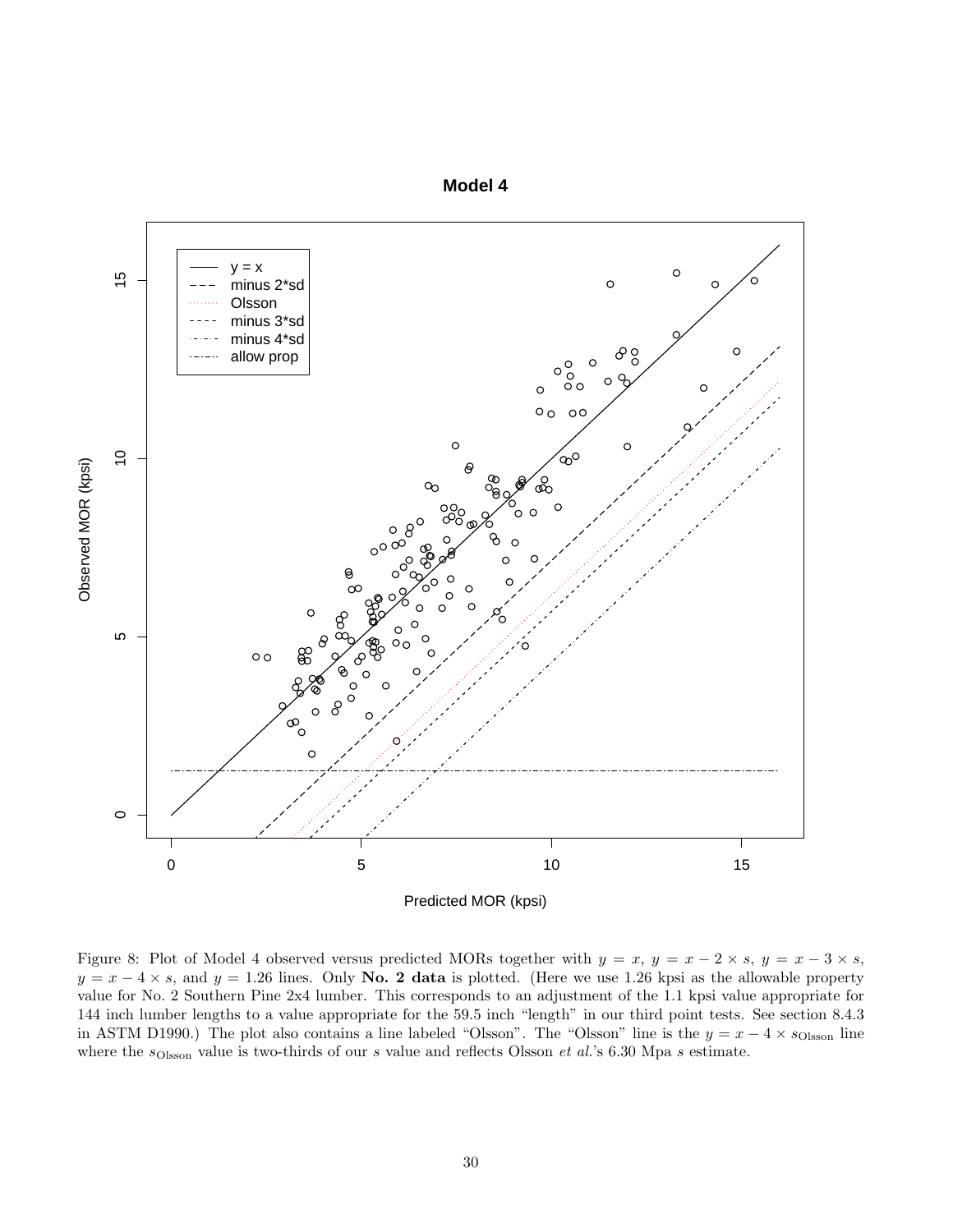Figure 8: Plot of Model 4 observed versus predicted MORs together with $y = x$, $y = x - 2 \times s$, $y = x - 3 \times s$, $y = x - 4 \times s$, and $y = 1.26$ lines. Only **No. 2 data** is plotted. (Here we use 1.26 kpsi as the allowable property value for No. 2 Southern Pine 2x4 lumber. This corresponds to an adjustment of the 1.1 kpsi value appropriate for 144 inch lumber lengths to a value appropriate for the 59.5 inch "length" in our third point tests. See section 8.4.3 in ASTM D1990.) The plot also contains a line labeled "Olsson". The "Olsson" line is the $y = x - 4 \times s_{\text{Olsson}}$ line where the $s_{\text{Olsson}}$ value is two-thirds of our $s$ value and reflects Olsson *et al.*'s 6.30 Mpa $s$ estimate.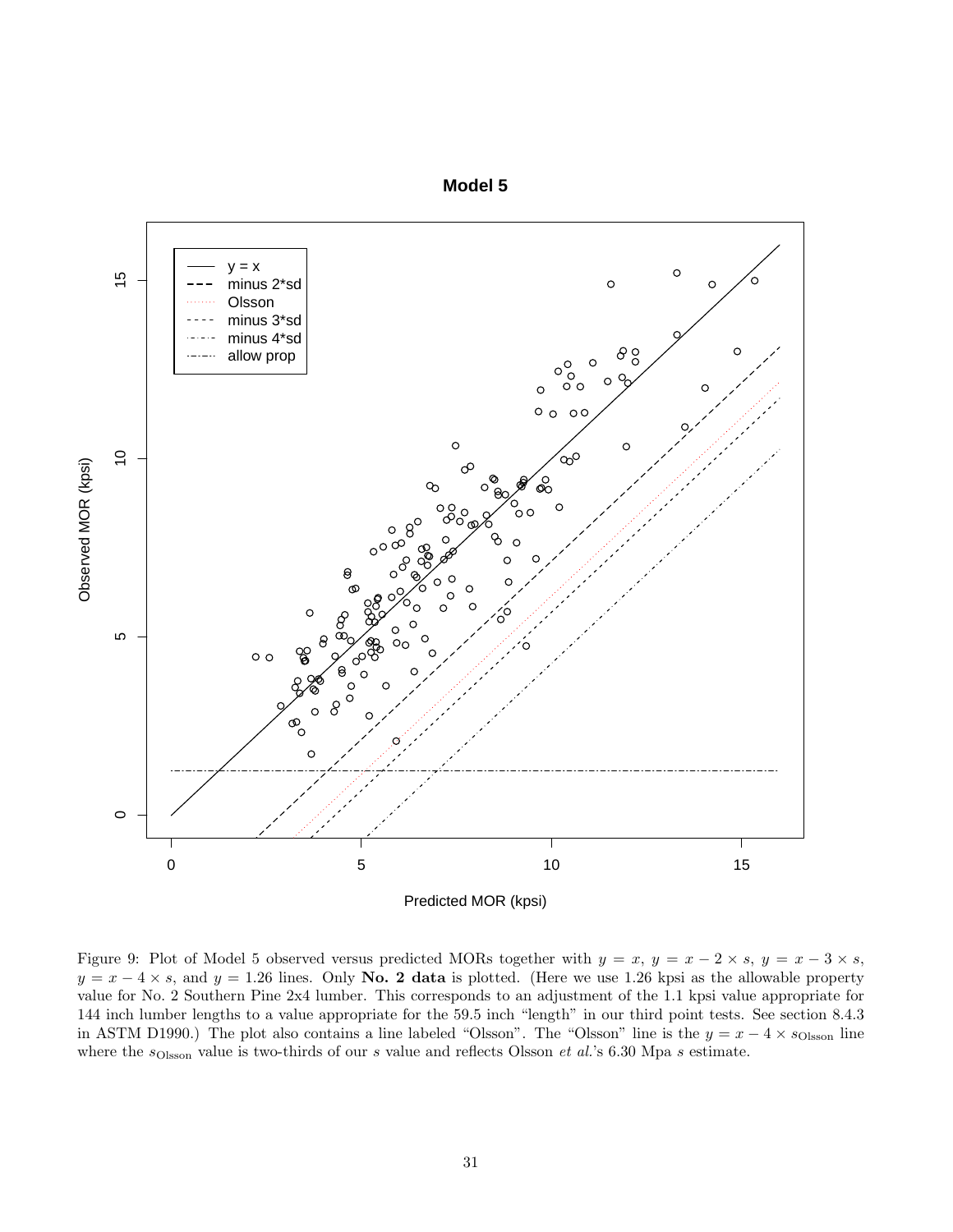**Model 5**

Figure 9: Plot of Model 5 observed versus predicted MORs together with $y = x$, $y = x - 2 \times s$, $y = x - 3 \times s$, $y = x - 4 \times s$, and $y = 1.26$ lines. Only **No. 2 data** is plotted. (Here we use 1.26 kpsi as the allowable property value for No. 2 Southern Pine 2x4 lumber. This corresponds to an adjustment of the 1.1 kpsi value appropriate for 144 inch lumber lengths to a value appropriate for the 59.5 inch "length" in our third point tests. See section 8.4.3 in ASTM D1990.) The plot also contains a line labeled "Olsson". The "Olsson" line is the $y = x - 4 \times s_{\text{Olsson}}$ line where the $s_{\text{Olsson}}$ value is two-thirds of our $s$ value and reflects Olsson *et al.*'s 6.30 Mpa $s$ estimate.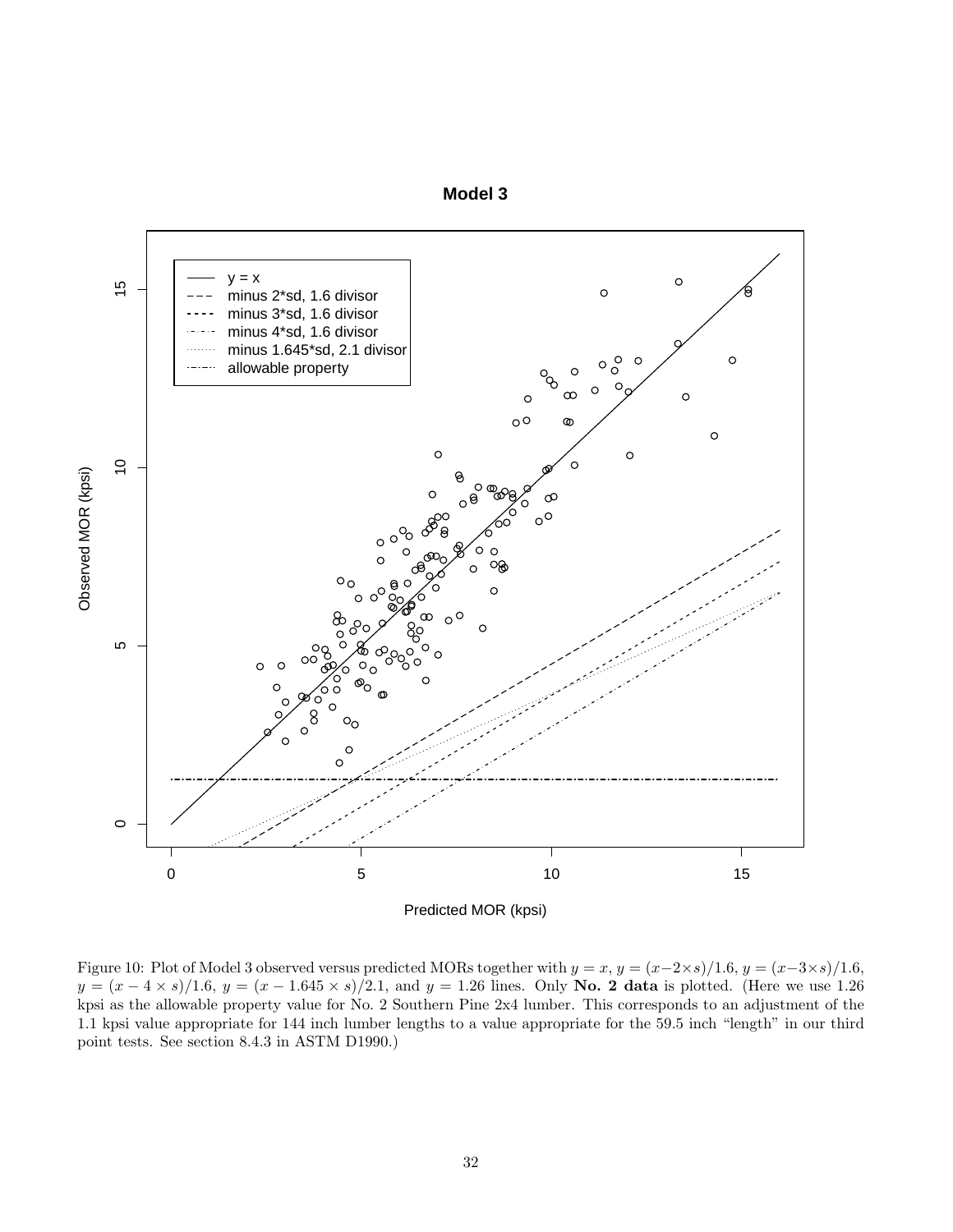Figure 10: Plot of Model 3 observed versus predicted MORs together with $y = x$, $y = (x-2\times s)/1.6$, $y = (x-3\times s)/1.6$, $y = (x - 4 \times s)/1.6$, $y = (x - 1.645 \times s)/2.1$, and $y = 1.26$ lines. Only **No. 2 data** is plotted. (Here we use 1.26 kpsi as the allowable property value for No. 2 Southern Pine 2x4 lumber. This corresponds to an adjustment of the 1.1 kpsi value appropriate for 144 inch lumber lengths to a value appropriate for the 59.5 inch "length" in our third point tests. See section 8.4.3 in ASTM D1990.)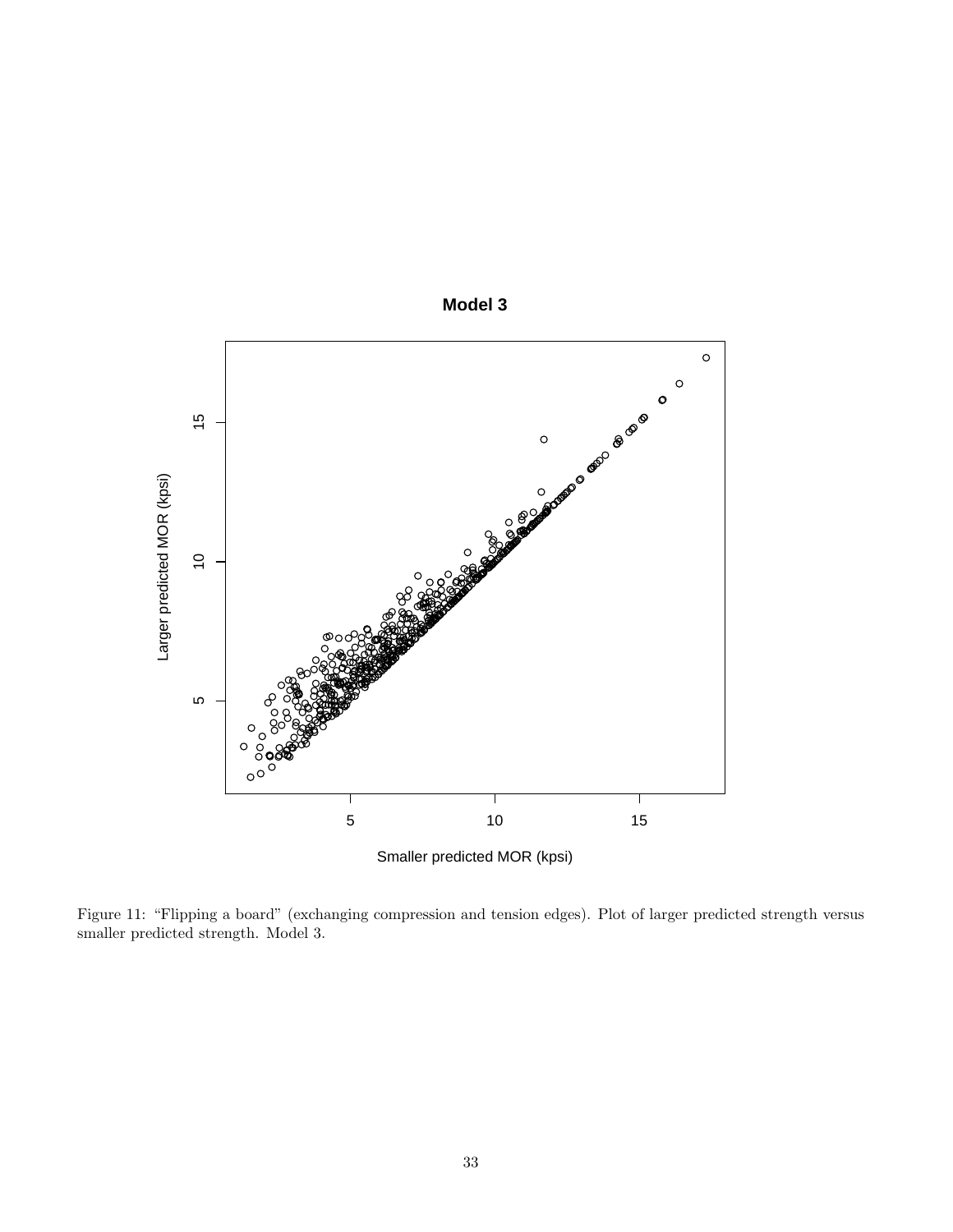Figure 11: "Flipping a board" (exchanging compression and tension edges). Plot of larger predicted strength versus smaller predicted strength. Model 3.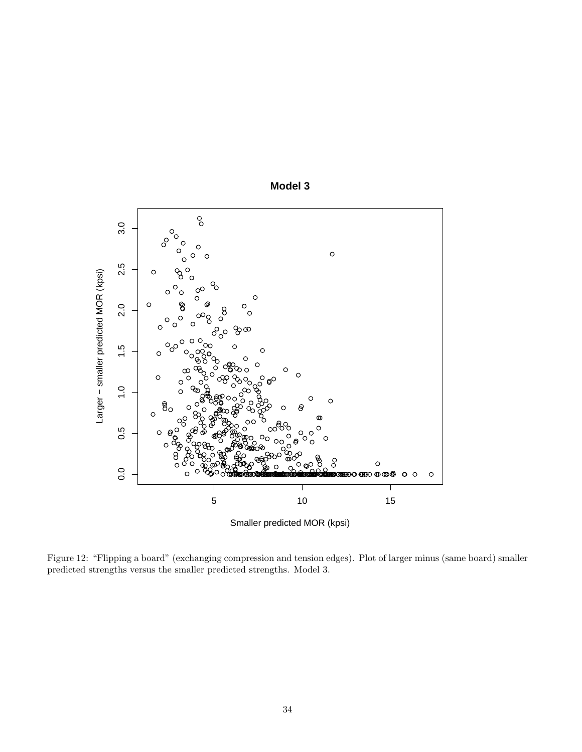Figure 12: "Flipping a board" (exchanging compression and tension edges). Plot of larger minus (same board) smaller predicted strengths versus the smaller predicted strengths. Model 3.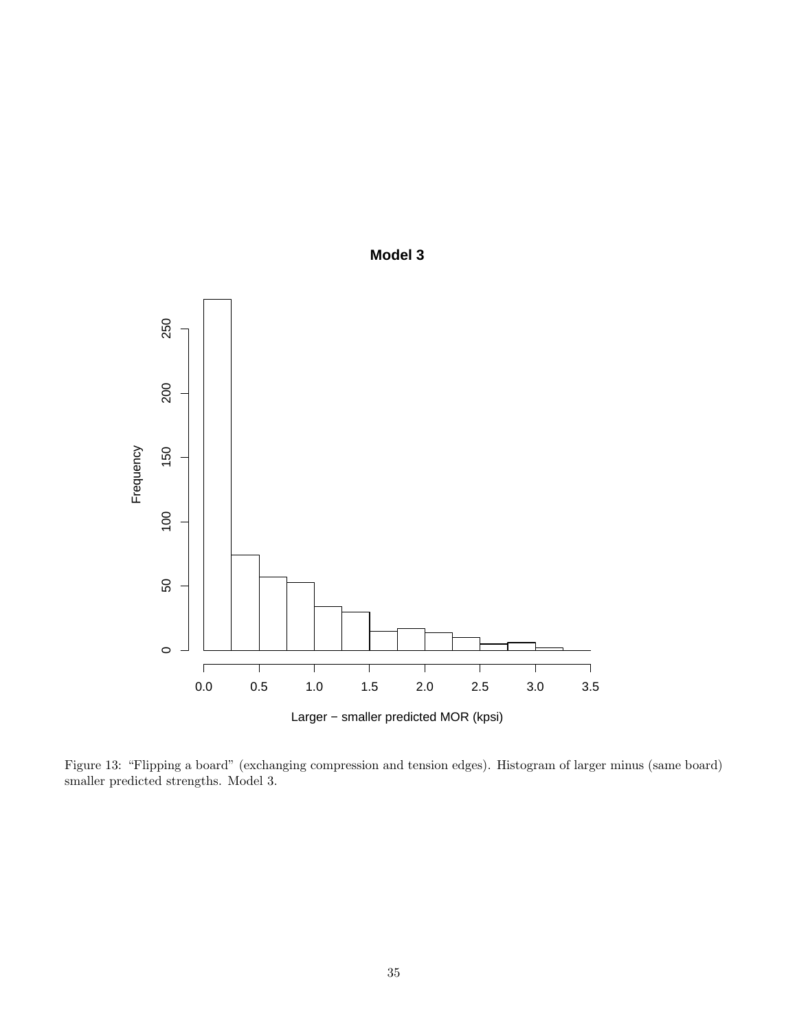Figure 13: "Flipping a board" (exchanging compression and tension edges). Histogram of larger minus (same board) smaller predicted strengths. Model 3.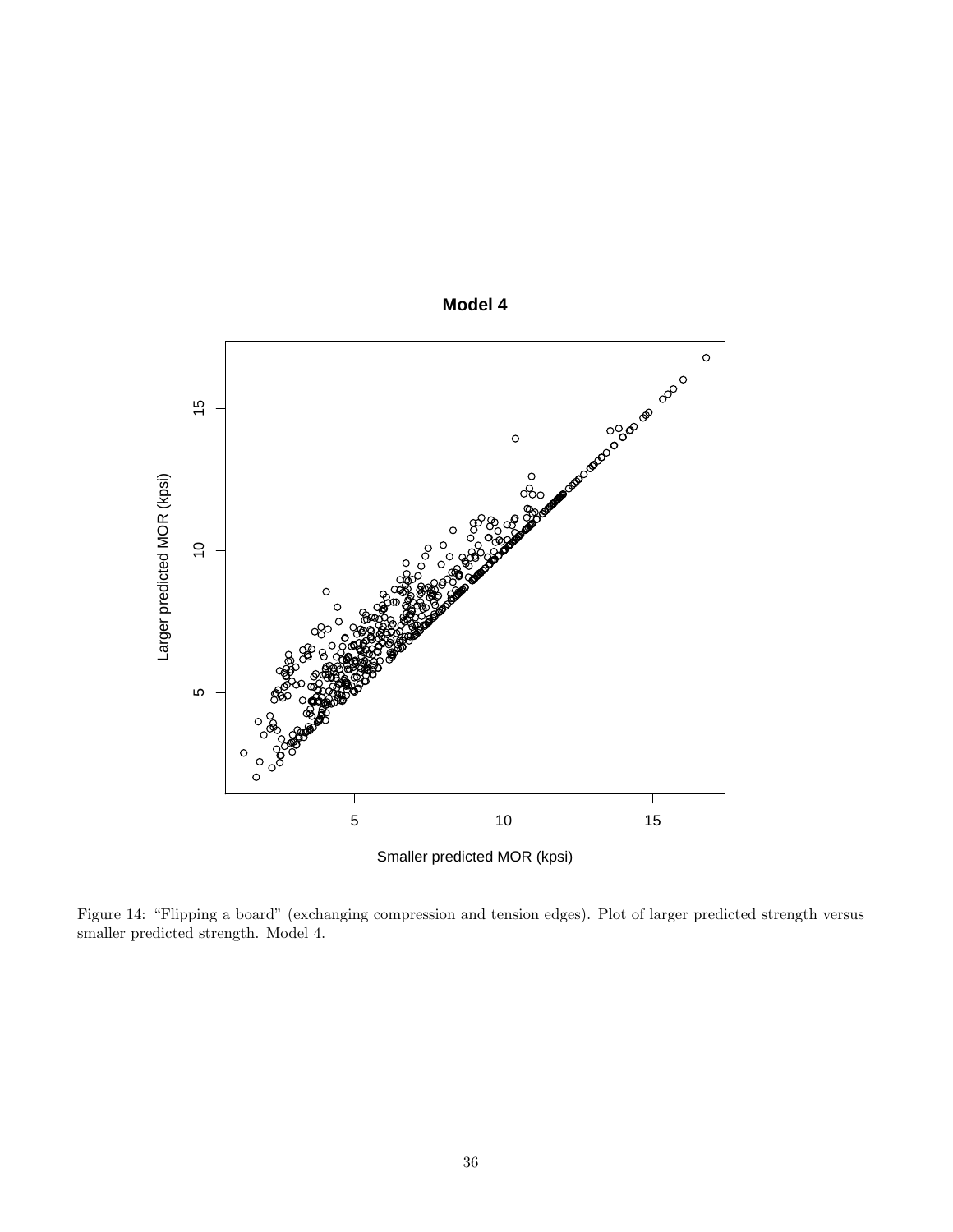Figure 14: "Flipping a board" (exchanging compression and tension edges). Plot of larger predicted strength versus smaller predicted strength. Model 4.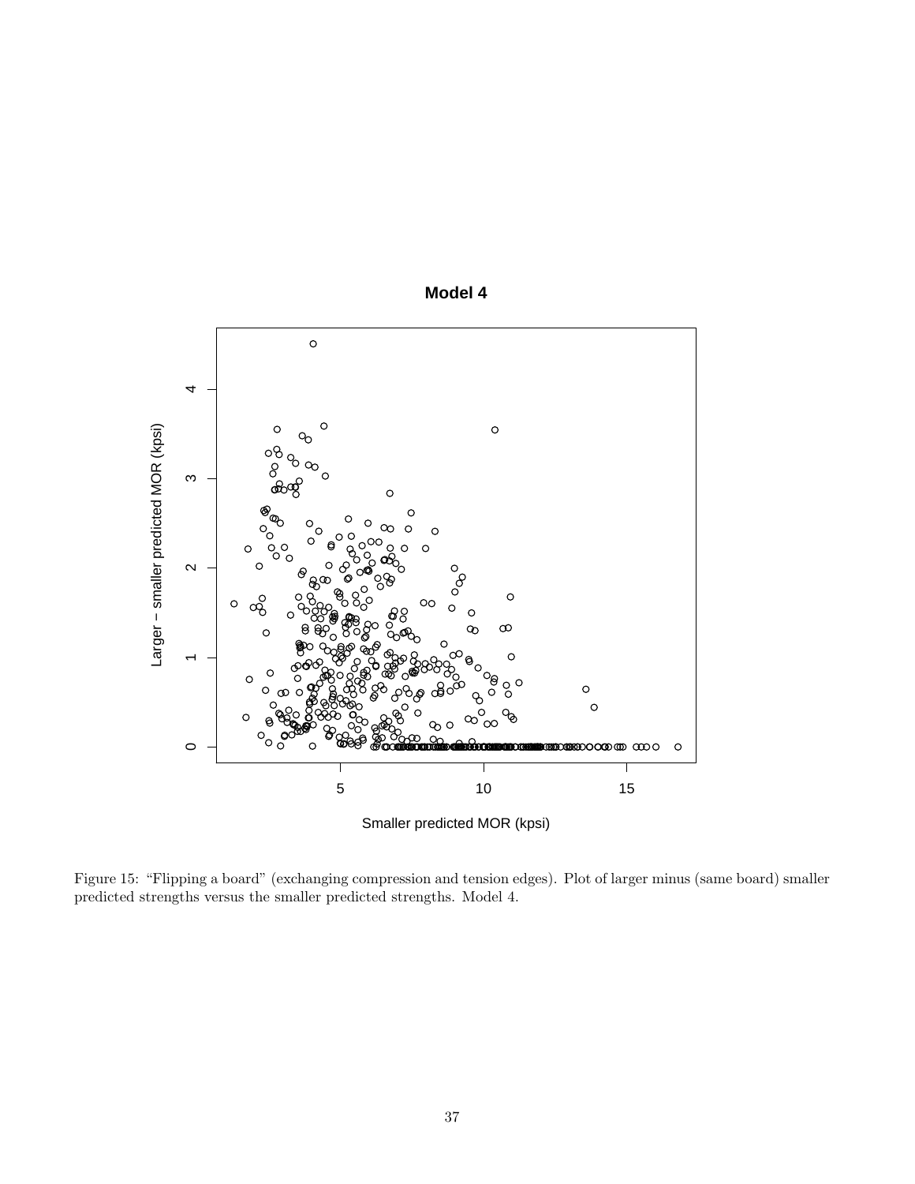Figure 15: "Flipping a board" (exchanging compression and tension edges). Plot of larger minus (same board) smaller predicted strengths versus the smaller predicted strengths. Model 4.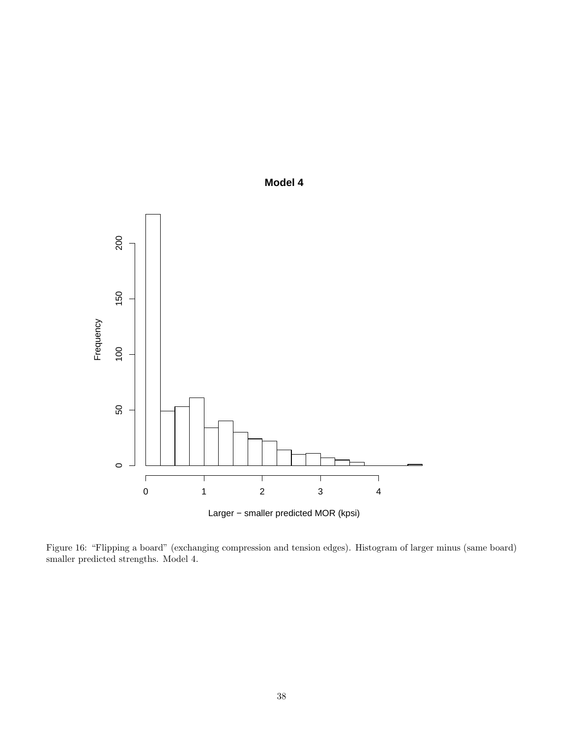Model 4

Frequency

0
50
100
150
200

0
1
2
3
4

Larger − smaller predicted MOR (kpsi)

Figure 16: "Flipping a board" (exchanging compression and tension edges). Histogram of larger minus (same board) smaller predicted strengths. Model 4.